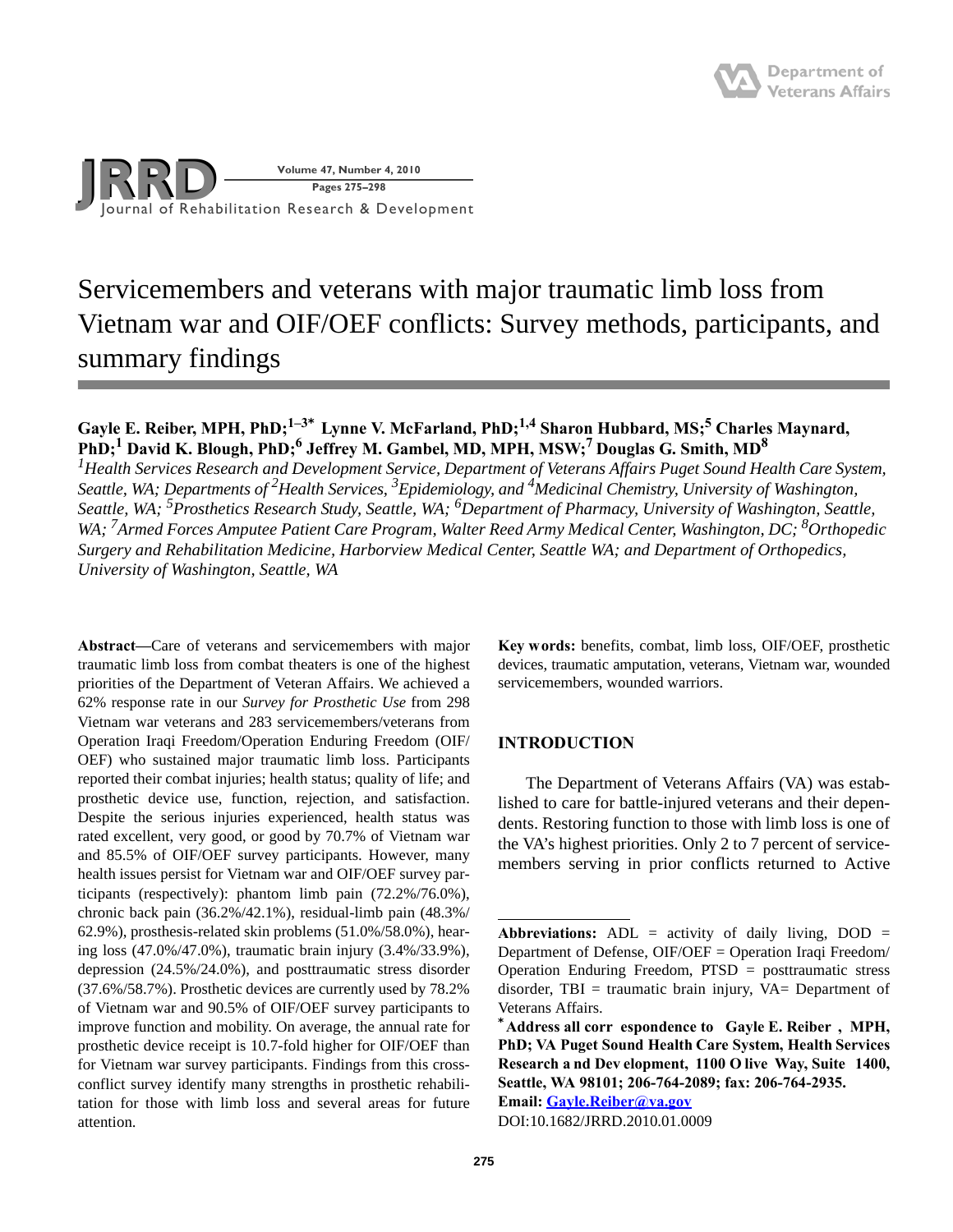# Servicemembers and veterans with major traumatic limb loss from Vietnam war and OIF/OEF conflicts: Survey methods, participants, and summary findings

**Gayle E. Reiber, MPH, PhD;[1–3*] Lynne V. McFarland, PhD;[1,4] Sharon Hubbard, MS;[5] Charles Maynard, PhD;[1] David K. Blough, PhD;[6] Jeffrey M. Gambel, MD, MPH, MSW;[7] Douglas G. Smith, MD[8]**

*[1]Health Services Research and Development Service, Department of Veterans Affairs Puget Sound Health Care System, Seattle, WA; Departments of [2]Health Services, [3]Epidemiology, and [4]Medicinal Chemistry, University of Washington, Seattle, WA; [5]Prosthetics Research Study, Seattle, WA; [6]Department of Pharmacy, University of Washington, Seattle, WA; [7]Armed Forces Amputee Patient Care Program, Walter Reed Army Medical Center, Washington, DC; [8]Orthopedic Surgery and Rehabilitation Medicine, Harborview Medical Center, Seattle WA; and Department of Orthopedics, University of Washington, Seattle, WA*

**Abstract—**Care of veterans and servicemembers with major traumatic limb loss from combat theaters is one of the highest priorities of the Department of Veteran Affairs. We achieved a 62% response rate in our *Survey for Prosthetic Use* from 298 Vietnam war veterans and 283 servicemembers/veterans from Operation Iraqi Freedom/Operation Enduring Freedom (OIF/OEF) who sustained major traumatic limb loss. Participants reported their combat injuries; health status; quality of life; and prosthetic device use, function, rejection, and satisfaction. Despite the serious injuries experienced, health status was rated excellent, very good, or good by 70.7% of Vietnam war and 85.5% of OIF/OEF survey participants. However, many health issues persist for Vietnam war and OIF/OEF survey participants (respectively): phantom limb pain (72.2%/76.0%), chronic back pain (36.2%/42.1%), residual-limb pain (48.3%/62.9%), prosthesis-related skin problems (51.0%/58.0%), hearing loss (47.0%/47.0%), traumatic brain injury (3.4%/33.9%), depression (24.5%/24.0%), and posttraumatic stress disorder (37.6%/58.7%). Prosthetic devices are currently used by 78.2% of Vietnam war and 90.5% of OIF/OEF survey participants to improve function and mobility. On average, the annual rate for prosthetic device receipt is 10.7-fold higher for OIF/OEF than for Vietnam war survey participants. Findings from this cross-conflict survey identify many strengths in prosthetic rehabilitation for those with limb loss and several areas for future attention.

**Key words:** benefits, combat, limb loss, OIF/OEF, prosthetic devices, traumatic amputation, veterans, Vietnam war, wounded servicemembers, wounded warriors.

## INTRODUCTION

The Department of Veterans Affairs (VA) was established to care for battle-injured veterans and their dependents. Restoring function to those with limb loss is one of the VA's highest priorities. Only 2 to 7 percent of servicemembers serving in prior conflicts returned to Active

---

**Abbreviations:** ADL = activity of daily living, DOD = Department of Defense, OIF/OEF = Operation Iraqi Freedom/Operation Enduring Freedom, PTSD = posttraumatic stress disorder, TBI = traumatic brain injury, VA= Department of Veterans Affairs.

**\*Address all correspondence to Gayle E. Reiber, MPH, PhD; VA Puget Sound Health Care System, Health Services Research and Development, 1100 Olive Way, Suite 1400, Seattle, WA 98101; 206-764-2089; fax: 206-764-2935. Email: Gayle.Reiber@va.gov**

DOI:10.1682/JRRD.2010.01.0009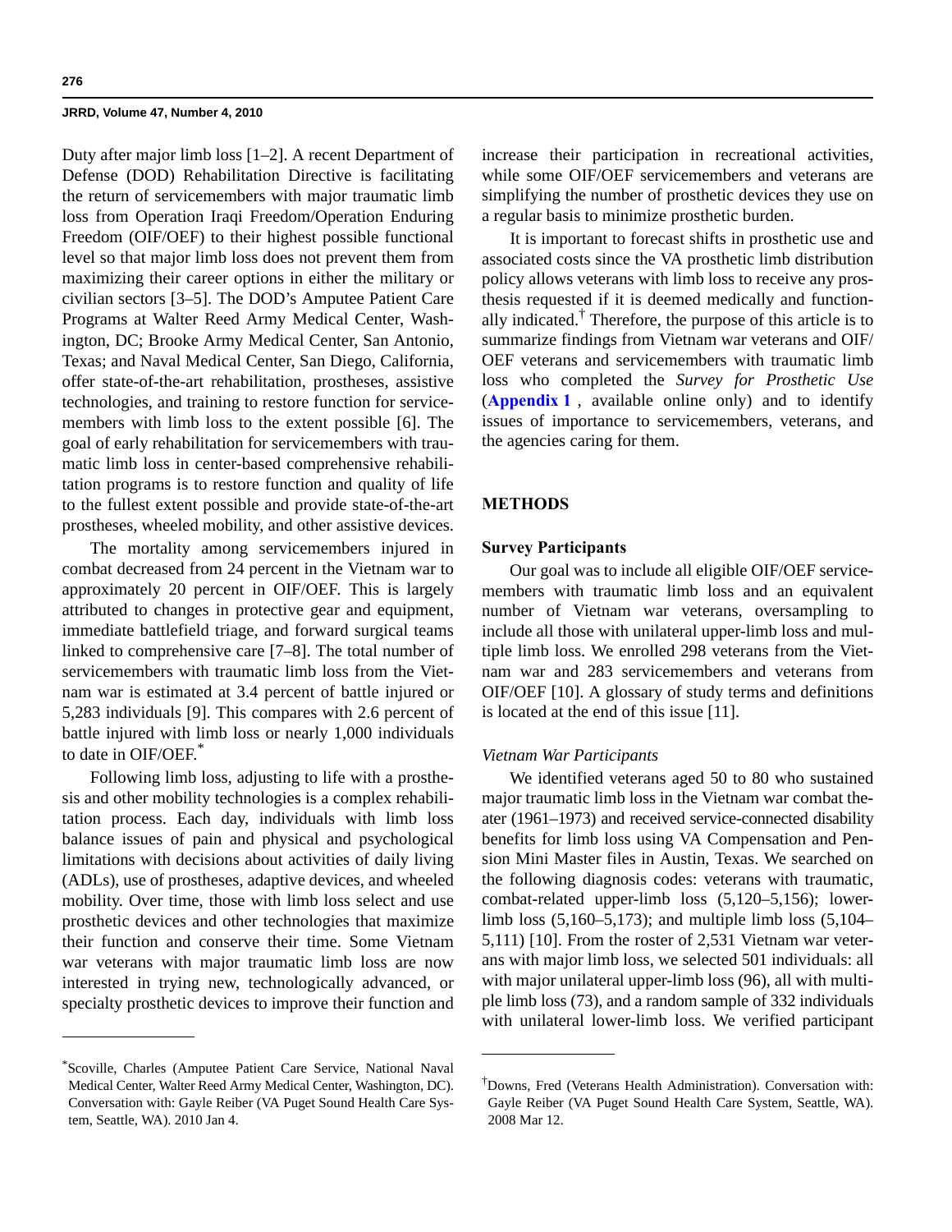Duty after major limb loss [1–2]. A recent Department of Defense (DOD) Rehabilitation Directive is facilitating the return of servicemembers with major traumatic limb loss from Operation Iraqi Freedom/Operation Enduring Freedom (OIF/OEF) to their highest possible functional level so that major limb loss does not prevent them from maximizing their career options in either the military or civilian sectors [3–5]. The DOD's Amputee Patient Care Programs at Walter Reed Army Medical Center, Washington, DC; Brooke Army Medical Center, San Antonio, Texas; and Naval Medical Center, San Diego, California, offer state-of-the-art rehabilitation, prostheses, assistive technologies, and training to restore function for servicemembers with limb loss to the extent possible [6]. The goal of early rehabilitation for servicemembers with traumatic limb loss in center-based comprehensive rehabilitation programs is to restore function and quality of life to the fullest extent possible and provide state-of-the-art prostheses, wheeled mobility, and other assistive devices.

The mortality among servicemembers injured in combat decreased from 24 percent in the Vietnam war to approximately 20 percent in OIF/OEF. This is largely attributed to changes in protective gear and equipment, immediate battlefield triage, and forward surgical teams linked to comprehensive care [7–8]. The total number of servicemembers with traumatic limb loss from the Vietnam war is estimated at 3.4 percent of battle injured or 5,283 individuals [9]. This compares with 2.6 percent of battle injured with limb loss or nearly 1,000 individuals to date in OIF/OEF.*

Following limb loss, adjusting to life with a prosthesis and other mobility technologies is a complex rehabilitation process. Each day, individuals with limb loss balance issues of pain and physical and psychological limitations with decisions about activities of daily living (ADLs), use of prostheses, adaptive devices, and wheeled mobility. Over time, those with limb loss select and use prosthetic devices and other technologies that maximize their function and conserve their time. Some Vietnam war veterans with major traumatic limb loss are now interested in trying new, technologically advanced, or specialty prosthetic devices to improve their function and increase their participation in recreational activities, while some OIF/OEF servicemembers and veterans are simplifying the number of prosthetic devices they use on a regular basis to minimize prosthetic burden.

It is important to forecast shifts in prosthetic use and associated costs since the VA prosthetic limb distribution policy allows veterans with limb loss to receive any prosthesis requested if it is deemed medically and functionally indicated.† Therefore, the purpose of this article is to summarize findings from Vietnam war veterans and OIF/OEF veterans and servicemembers with traumatic limb loss who completed the *Survey for Prosthetic Use* (**Appendix 1**, available online only) and to identify issues of importance to servicemembers, veterans, and the agencies caring for them.

## METHODS

### Survey Participants

Our goal was to include all eligible OIF/OEF servicemembers with traumatic limb loss and an equivalent number of Vietnam war veterans, oversampling to include all those with unilateral upper-limb loss and multiple limb loss. We enrolled 298 veterans from the Vietnam war and 283 servicemembers and veterans from OIF/OEF [10]. A glossary of study terms and definitions is located at the end of this issue [11].

#### *Vietnam War Participants*

We identified veterans aged 50 to 80 who sustained major traumatic limb loss in the Vietnam war combat theater (1961–1973) and received service-connected disability benefits for limb loss using VA Compensation and Pension Mini Master files in Austin, Texas. We searched on the following diagnosis codes: veterans with traumatic, combat-related upper-limb loss (5,120–5,156); lower-limb loss (5,160–5,173); and multiple limb loss (5,104–5,111) [10]. From the roster of 2,531 Vietnam war veterans with major limb loss, we selected 501 individuals: all with major unilateral upper-limb loss (96), all with multiple limb loss (73), and a random sample of 332 individuals with unilateral lower-limb loss. We verified participant

---

*Scoville, Charles (Amputee Patient Care Service, National Naval Medical Center, Walter Reed Army Medical Center, Washington, DC). Conversation with: Gayle Reiber (VA Puget Sound Health Care System, Seattle, WA). 2010 Jan 4.

†Downs, Fred (Veterans Health Administration). Conversation with: Gayle Reiber (VA Puget Sound Health Care System, Seattle, WA). 2008 Mar 12.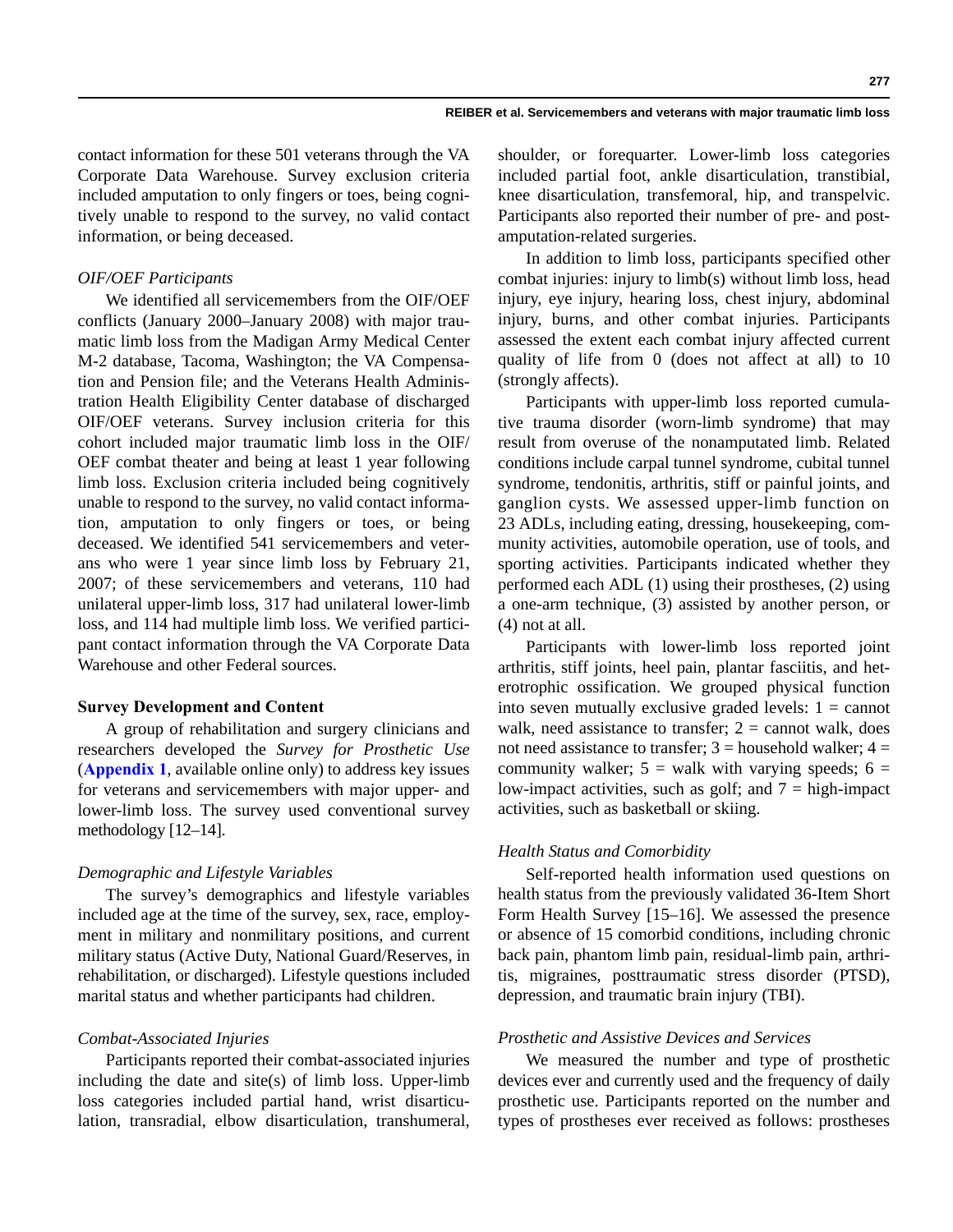contact information for these 501 veterans through the VA Corporate Data Warehouse. Survey exclusion criteria included amputation to only fingers or toes, being cognitively unable to respond to the survey, no valid contact information, or being deceased.

### *OIF/OEF Participants*

We identified all servicemembers from the OIF/OEF conflicts (January 2000–January 2008) with major traumatic limb loss from the Madigan Army Medical Center M-2 database, Tacoma, Washington; the VA Compensation and Pension file; and the Veterans Health Administration Health Eligibility Center database of discharged OIF/OEF veterans. Survey inclusion criteria for this cohort included major traumatic limb loss in the OIF/OEF combat theater and being at least 1 year following limb loss. Exclusion criteria included being cognitively unable to respond to the survey, no valid contact information, amputation to only fingers or toes, or being deceased. We identified 541 servicemembers and veterans who were 1 year since limb loss by February 21, 2007; of these servicemembers and veterans, 110 had unilateral upper-limb loss, 317 had unilateral lower-limb loss, and 114 had multiple limb loss. We verified participant contact information through the VA Corporate Data Warehouse and other Federal sources.

## **Survey Development and Content**

A group of rehabilitation and surgery clinicians and researchers developed the *Survey for Prosthetic Use* (**Appendix 1**, available online only) to address key issues for veterans and servicemembers with major upper- and lower-limb loss. The survey used conventional survey methodology [12–14].

### *Demographic and Lifestyle Variables*

The survey's demographics and lifestyle variables included age at the time of the survey, sex, race, employment in military and nonmilitary positions, and current military status (Active Duty, National Guard/Reserves, in rehabilitation, or discharged). Lifestyle questions included marital status and whether participants had children.

### *Combat-Associated Injuries*

Participants reported their combat-associated injuries including the date and site(s) of limb loss. Upper-limb loss categories included partial hand, wrist disarticulation, transradial, elbow disarticulation, transhumeral, shoulder, or forequarter. Lower-limb loss categories included partial foot, ankle disarticulation, transtibial, knee disarticulation, transfemoral, hip, and transpelvic. Participants also reported their number of pre- and post-amputation-related surgeries.

In addition to limb loss, participants specified other combat injuries: injury to limb(s) without limb loss, head injury, eye injury, hearing loss, chest injury, abdominal injury, burns, and other combat injuries. Participants assessed the extent each combat injury affected current quality of life from 0 (does not affect at all) to 10 (strongly affects).

Participants with upper-limb loss reported cumulative trauma disorder (worn-limb syndrome) that may result from overuse of the nonamputated limb. Related conditions include carpal tunnel syndrome, cubital tunnel syndrome, tendonitis, arthritis, stiff or painful joints, and ganglion cysts. We assessed upper-limb function on 23 ADLs, including eating, dressing, housekeeping, community activities, automobile operation, use of tools, and sporting activities. Participants indicated whether they performed each ADL (1) using their prostheses, (2) using a one-arm technique, (3) assisted by another person, or (4) not at all.

Participants with lower-limb loss reported joint arthritis, stiff joints, heel pain, plantar fasciitis, and heterotrophic ossification. We grouped physical function into seven mutually exclusive graded levels: 1 = cannot walk, need assistance to transfer; 2 = cannot walk, does not need assistance to transfer; 3 = household walker; 4 = community walker; 5 = walk with varying speeds; 6 = low-impact activities, such as golf; and 7 = high-impact activities, such as basketball or skiing.

### *Health Status and Comorbidity*

Self-reported health information used questions on health status from the previously validated 36-Item Short Form Health Survey [15–16]. We assessed the presence or absence of 15 comorbid conditions, including chronic back pain, phantom limb pain, residual-limb pain, arthritis, migraines, posttraumatic stress disorder (PTSD), depression, and traumatic brain injury (TBI).

### *Prosthetic and Assistive Devices and Services*

We measured the number and type of prosthetic devices ever and currently used and the frequency of daily prosthetic use. Participants reported on the number and types of prostheses ever received as follows: prostheses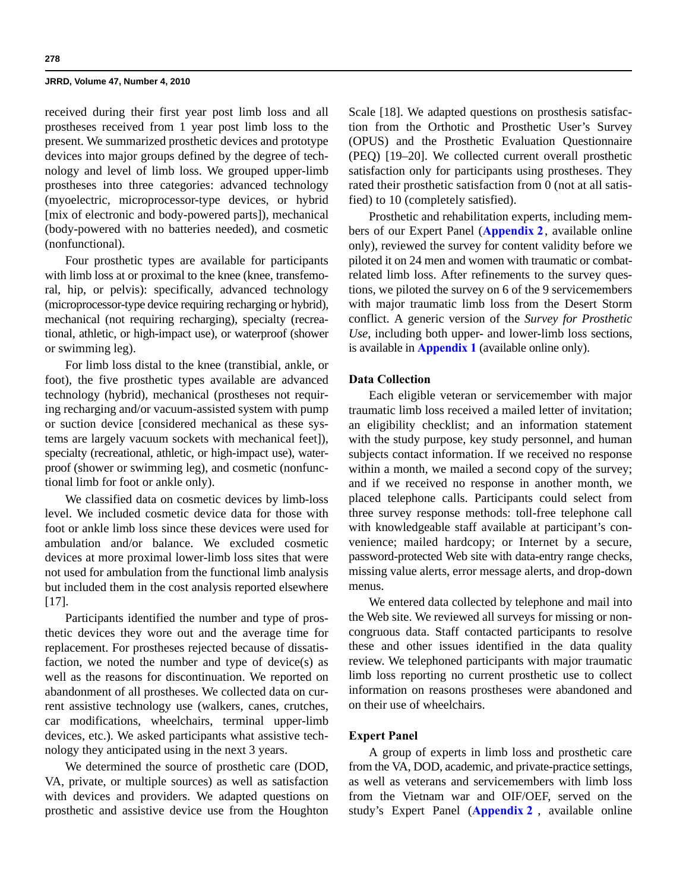received during their first year post limb loss and all prostheses received from 1 year post limb loss to the present. We summarized prosthetic devices and prototype devices into major groups defined by the degree of technology and level of limb loss. We grouped upper-limb prostheses into three categories: advanced technology (myoelectric, microprocessor-type devices, or hybrid [mix of electronic and body-powered parts]), mechanical (body-powered with no batteries needed), and cosmetic (nonfunctional).

Four prosthetic types are available for participants with limb loss at or proximal to the knee (knee, transfemoral, hip, or pelvis): specifically, advanced technology (microprocessor-type device requiring recharging or hybrid), mechanical (not requiring recharging), specialty (recreational, athletic, or high-impact use), or waterproof (shower or swimming leg).

For limb loss distal to the knee (transtibial, ankle, or foot), the five prosthetic types available are advanced technology (hybrid), mechanical (prostheses not requiring recharging and/or vacuum-assisted system with pump or suction device [considered mechanical as these systems are largely vacuum sockets with mechanical feet]), specialty (recreational, athletic, or high-impact use), waterproof (shower or swimming leg), and cosmetic (nonfunctional limb for foot or ankle only).

We classified data on cosmetic devices by limb-loss level. We included cosmetic device data for those with foot or ankle limb loss since these devices were used for ambulation and/or balance. We excluded cosmetic devices at more proximal lower-limb loss sites that were not used for ambulation from the functional limb analysis but included them in the cost analysis reported elsewhere [17].

Participants identified the number and type of prosthetic devices they wore out and the average time for replacement. For prostheses rejected because of dissatisfaction, we noted the number and type of device(s) as well as the reasons for discontinuation. We reported on abandonment of all prostheses. We collected data on current assistive technology use (walkers, canes, crutches, car modifications, wheelchairs, terminal upper-limb devices, etc.). We asked participants what assistive technology they anticipated using in the next 3 years.

We determined the source of prosthetic care (DOD, VA, private, or multiple sources) as well as satisfaction with devices and providers. We adapted questions on prosthetic and assistive device use from the Houghton Scale [18]. We adapted questions on prosthesis satisfaction from the Orthotic and Prosthetic User's Survey (OPUS) and the Prosthetic Evaluation Questionnaire (PEQ) [19–20]. We collected current overall prosthetic satisfaction only for participants using prostheses. They rated their prosthetic satisfaction from 0 (not at all satisfied) to 10 (completely satisfied).

Prosthetic and rehabilitation experts, including members of our Expert Panel (**Appendix 2**, available online only), reviewed the survey for content validity before we piloted it on 24 men and women with traumatic or combat-related limb loss. After refinements to the survey questions, we piloted the survey on 6 of the 9 servicemembers with major traumatic limb loss from the Desert Storm conflict. A generic version of the *Survey for Prosthetic Use*, including both upper- and lower-limb loss sections, is available in **Appendix 1** (available online only).

### Data Collection

Each eligible veteran or servicemember with major traumatic limb loss received a mailed letter of invitation; an eligibility checklist; and an information statement with the study purpose, key study personnel, and human subjects contact information. If we received no response within a month, we mailed a second copy of the survey; and if we received no response in another month, we placed telephone calls. Participants could select from three survey response methods: toll-free telephone call with knowledgeable staff available at participant's convenience; mailed hardcopy; or Internet by a secure, password-protected Web site with data-entry range checks, missing value alerts, error message alerts, and drop-down menus.

We entered data collected by telephone and mail into the Web site. We reviewed all surveys for missing or noncongruous data. Staff contacted participants to resolve these and other issues identified in the data quality review. We telephoned participants with major traumatic limb loss reporting no current prosthetic use to collect information on reasons prostheses were abandoned and on their use of wheelchairs.

### Expert Panel

A group of experts in limb loss and prosthetic care from the VA, DOD, academic, and private-practice settings, as well as veterans and servicemembers with limb loss from the Vietnam war and OIF/OEF, served on the study's Expert Panel (**Appendix 2**, available online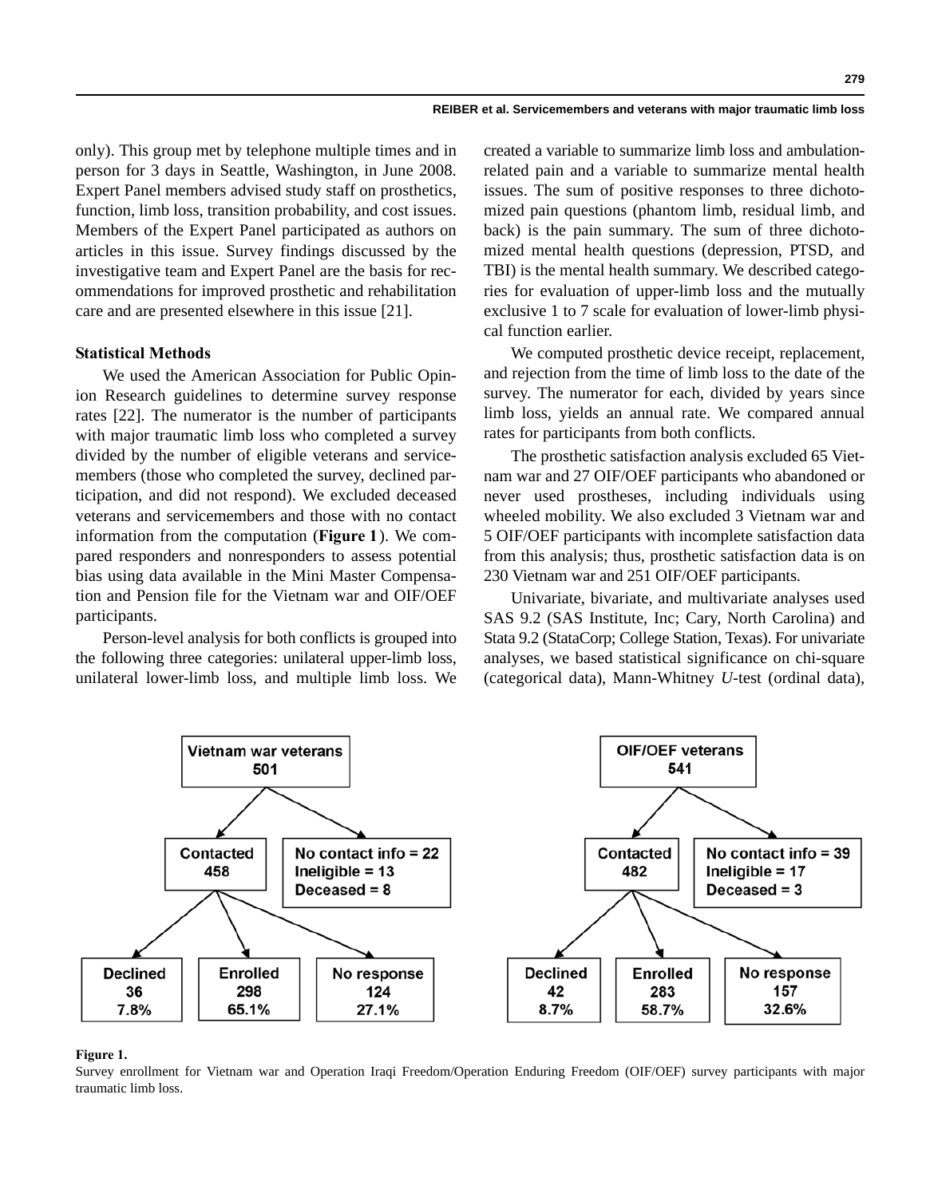only). This group met by telephone multiple times and in person for 3 days in Seattle, Washington, in June 2008. Expert Panel members advised study staff on prosthetics, function, limb loss, transition probability, and cost issues. Members of the Expert Panel participated as authors on articles in this issue. Survey findings discussed by the investigative team and Expert Panel are the basis for recommendations for improved prosthetic and rehabilitation care and are presented elsewhere in this issue [21].

### Statistical Methods

We used the American Association for Public Opinion Research guidelines to determine survey response rates [22]. The numerator is the number of participants with major traumatic limb loss who completed a survey divided by the number of eligible veterans and servicemembers (those who completed the survey, declined participation, and did not respond). We excluded deceased veterans and servicemembers and those with no contact information from the computation (**Figure 1**). We compared responders and nonresponders to assess potential bias using data available in the Mini Master Compensation and Pension file for the Vietnam war and OIF/OEF participants.

Person-level analysis for both conflicts is grouped into the following three categories: unilateral upper-limb loss, unilateral lower-limb loss, and multiple limb loss. We created a variable to summarize limb loss and ambulation-related pain and a variable to summarize mental health issues. The sum of positive responses to three dichotomized pain questions (phantom limb, residual limb, and back) is the pain summary. The sum of three dichotomized mental health questions (depression, PTSD, and TBI) is the mental health summary. We described categories for evaluation of upper-limb loss and the mutually exclusive 1 to 7 scale for evaluation of lower-limb physical function earlier.

We computed prosthetic device receipt, replacement, and rejection from the time of limb loss to the date of the survey. The numerator for each, divided by years since limb loss, yields an annual rate. We compared annual rates for participants from both conflicts.

The prosthetic satisfaction analysis excluded 65 Vietnam war and 27 OIF/OEF participants who abandoned or never used prostheses, including individuals using wheeled mobility. We also excluded 3 Vietnam war and 5 OIF/OEF participants with incomplete satisfaction data from this analysis; thus, prosthetic satisfaction data is on 230 Vietnam war and 251 OIF/OEF participants.

Univariate, bivariate, and multivariate analyses used SAS 9.2 (SAS Institute, Inc; Cary, North Carolina) and Stata 9.2 (StataCorp; College Station, Texas). For univariate analyses, we based statistical significance on chi-square (categorical data), Mann-Whitney *U*-test (ordinal data),

Vietnam war veterans 501
- Contacted 458
  - Declined 36 (7.8%)
  - Enrolled 298 (65.1%)
  - No response 124 (27.1%)
- No contact info = 22; Ineligible = 13; Deceased = 8

OIF/OEF veterans 541
- Contacted 482
  - Declined 42 (8.7%)
  - Enrolled 283 (58.7%)
  - No response 157 (32.6%)
- No contact info = 39; Ineligible = 17; Deceased = 3

**Figure 1.**
Survey enrollment for Vietnam war and Operation Iraqi Freedom/Operation Enduring Freedom (OIF/OEF) survey participants with major traumatic limb loss.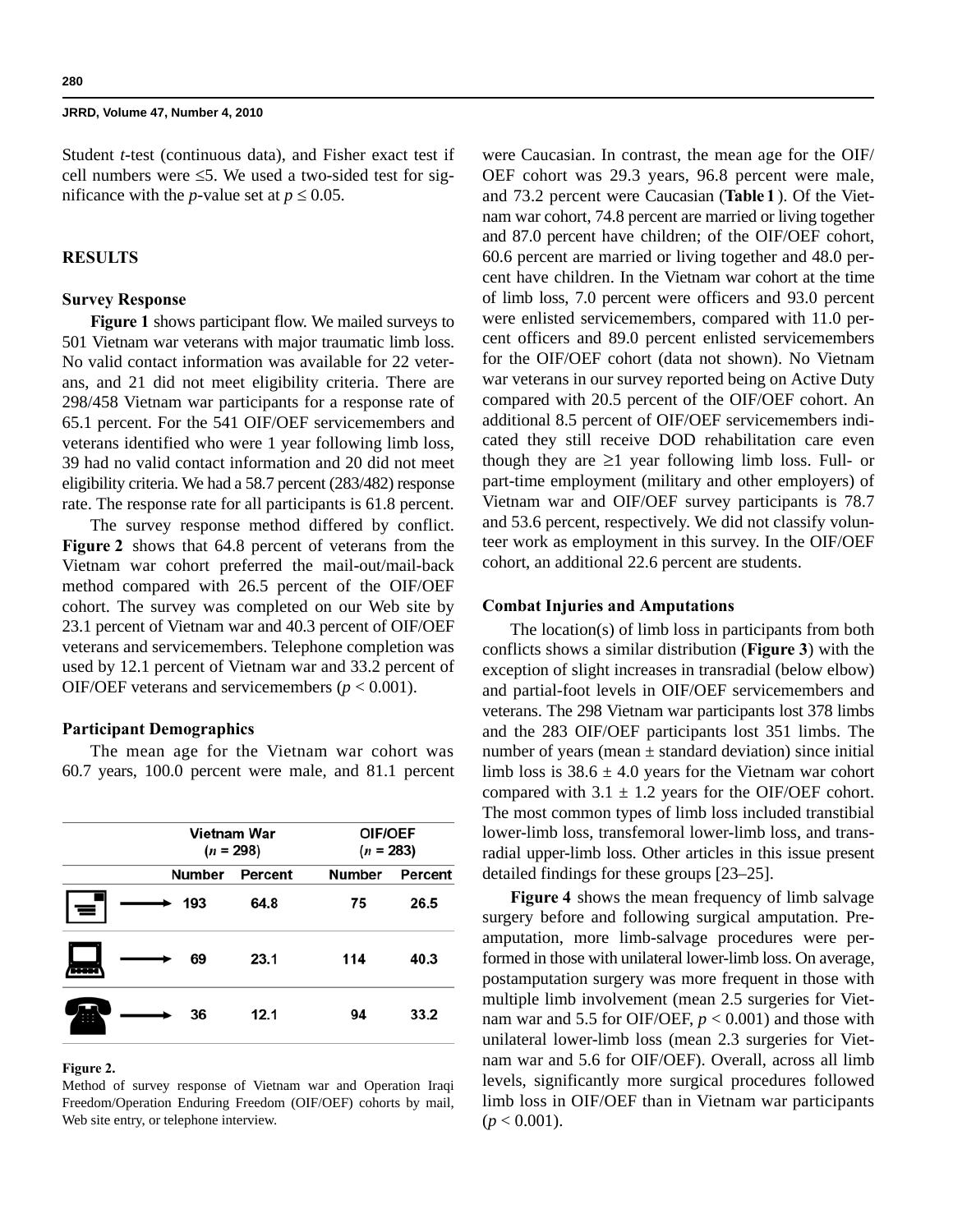Student *t*-test (continuous data), and Fisher exact test if cell numbers were ≤5. We used a two-sided test for significance with the *p*-value set at $p \leq 0.05$.

## RESULTS

### Survey Response

**Figure 1** shows participant flow. We mailed surveys to 501 Vietnam war veterans with major traumatic limb loss. No valid contact information was available for 22 veterans, and 21 did not meet eligibility criteria. There are 298/458 Vietnam war participants for a response rate of 65.1 percent. For the 541 OIF/OEF servicemembers and veterans identified who were 1 year following limb loss, 39 had no valid contact information and 20 did not meet eligibility criteria. We had a 58.7 percent (283/482) response rate. The response rate for all participants is 61.8 percent.

The survey response method differed by conflict. **Figure 2** shows that 64.8 percent of veterans from the Vietnam war cohort preferred the mail-out/mail-back method compared with 26.5 percent of the OIF/OEF cohort. The survey was completed on our Web site by 23.1 percent of Vietnam war and 40.3 percent of OIF/OEF veterans and servicemembers. Telephone completion was used by 12.1 percent of Vietnam war and 33.2 percent of OIF/OEF veterans and servicemembers ($p < 0.001$).

### Participant Demographics

The mean age for the Vietnam war cohort was 60.7 years, 100.0 percent were male, and 81.1 percent were Caucasian. In contrast, the mean age for the OIF/OEF cohort was 29.3 years, 96.8 percent were male, and 73.2 percent were Caucasian (**Table 1**). Of the Vietnam war cohort, 74.8 percent are married or living together and 87.0 percent have children; of the OIF/OEF cohort, 60.6 percent are married or living together and 48.0 percent have children. In the Vietnam war cohort at the time of limb loss, 7.0 percent were officers and 93.0 percent were enlisted servicemembers, compared with 11.0 percent officers and 89.0 percent enlisted servicemembers for the OIF/OEF cohort (data not shown). No Vietnam war veterans in our survey reported being on Active Duty compared with 20.5 percent of the OIF/OEF cohort. An additional 8.5 percent of OIF/OEF servicemembers indicated they still receive DOD rehabilitation care even though they are ≥1 year following limb loss. Full- or part-time employment (military and other employers) of Vietnam war and OIF/OEF survey participants is 78.7 and 53.6 percent, respectively. We did not classify volunteer work as employment in this survey. In the OIF/OEF cohort, an additional 22.6 percent are students.

| | Vietnam War ($n$ = 298) | | OIF/OEF ($n$ = 283) | |
|---|---|---|---|---|
| | Number | Percent | Number | Percent |
| Mail → | 193 | 64.8 | 75 | 26.5 |
| Web site → | 69 | 23.1 | 114 | 40.3 |
| Telephone → | 36 | 12.1 | 94 | 33.2 |

**Figure 2.**

Method of survey response of Vietnam war and Operation Iraqi Freedom/Operation Enduring Freedom (OIF/OEF) cohorts by mail, Web site entry, or telephone interview.

### Combat Injuries and Amputations

The location(s) of limb loss in participants from both conflicts shows a similar distribution (**Figure 3**) with the exception of slight increases in transradial (below elbow) and partial-foot levels in OIF/OEF servicemembers and veterans. The 298 Vietnam war participants lost 378 limbs and the 283 OIF/OEF participants lost 351 limbs. The number of years (mean ± standard deviation) since initial limb loss is 38.6 ± 4.0 years for the Vietnam war cohort compared with 3.1 ± 1.2 years for the OIF/OEF cohort. The most common types of limb loss included transtibial lower-limb loss, transfemoral lower-limb loss, and transradial upper-limb loss. Other articles in this issue present detailed findings for these groups [23–25].

**Figure 4** shows the mean frequency of limb salvage surgery before and following surgical amputation. Preamputation, more limb-salvage procedures were performed in those with unilateral lower-limb loss. On average, postamputation surgery was more frequent in those with multiple limb involvement (mean 2.5 surgeries for Vietnam war and 5.5 for OIF/OEF, $p < 0.001$) and those with unilateral lower-limb loss (mean 2.3 surgeries for Vietnam war and 5.6 for OIF/OEF). Overall, across all limb levels, significantly more surgical procedures followed limb loss in OIF/OEF than in Vietnam war participants ($p < 0.001$).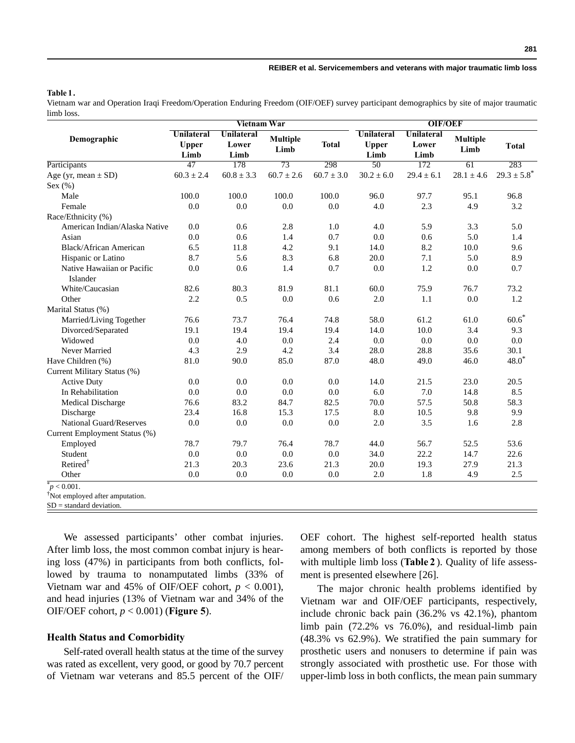**Table 1.**
Vietnam war and Operation Iraqi Freedom/Operation Enduring Freedom (OIF/OEF) survey participant demographics by site of major traumatic limb loss.

| Demographic | Vietnam War | | | | OIF/OEF | | | |
|---|---|---|---|---|---|---|---|---|
| | Unilateral Upper Limb | Unilateral Lower Limb | Multiple Limb | Total | Unilateral Upper Limb | Unilateral Lower Limb | Multiple Limb | Total |
| Participants | 47 | 178 | 73 | 298 | 50 | 172 | 61 | 283 |
| Age (yr, mean ± SD) | 60.3 ± 2.4 | 60.8 ± 3.3 | 60.7 ± 2.6 | 60.7 ± 3.0 | 30.2 ± 6.0 | 29.4 ± 6.1 | 28.1 ± 4.6 | 29.3 ± 5.8* |
| Sex (%) | | | | | | | | |
| Male | 100.0 | 100.0 | 100.0 | 100.0 | 96.0 | 97.7 | 95.1 | 96.8 |
| Female | 0.0 | 0.0 | 0.0 | 0.0 | 4.0 | 2.3 | 4.9 | 3.2 |
| Race/Ethnicity (%) | | | | | | | | |
| American Indian/Alaska Native | 0.0 | 0.6 | 2.8 | 1.0 | 4.0 | 5.9 | 3.3 | 5.0 |
| Asian | 0.0 | 0.6 | 1.4 | 0.7 | 0.0 | 0.6 | 5.0 | 1.4 |
| Black/African American | 6.5 | 11.8 | 4.2 | 9.1 | 14.0 | 8.2 | 10.0 | 9.6 |
| Hispanic or Latino | 8.7 | 5.6 | 8.3 | 6.8 | 20.0 | 7.1 | 5.0 | 8.9 |
| Native Hawaiian or Pacific Islander | 0.0 | 0.6 | 1.4 | 0.7 | 0.0 | 1.2 | 0.0 | 0.7 |
| White/Caucasian | 82.6 | 80.3 | 81.9 | 81.1 | 60.0 | 75.9 | 76.7 | 73.2 |
| Other | 2.2 | 0.5 | 0.0 | 0.6 | 2.0 | 1.1 | 0.0 | 1.2 |
| Marital Status (%) | | | | | | | | |
| Married/Living Together | 76.6 | 73.7 | 76.4 | 74.8 | 58.0 | 61.2 | 61.0 | 60.6* |
| Divorced/Separated | 19.1 | 19.4 | 19.4 | 19.4 | 14.0 | 10.0 | 3.4 | 9.3 |
| Widowed | 0.0 | 4.0 | 0.0 | 2.4 | 0.0 | 0.0 | 0.0 | 0.0 |
| Never Married | 4.3 | 2.9 | 4.2 | 3.4 | 28.0 | 28.8 | 35.6 | 30.1 |
| Have Children (%) | 81.0 | 90.0 | 85.0 | 87.0 | 48.0 | 49.0 | 46.0 | 48.0* |
| Current Military Status (%) | | | | | | | | |
| Active Duty | 0.0 | 0.0 | 0.0 | 0.0 | 14.0 | 21.5 | 23.0 | 20.5 |
| In Rehabilitation | 0.0 | 0.0 | 0.0 | 0.0 | 6.0 | 7.0 | 14.8 | 8.5 |
| Medical Discharge | 76.6 | 83.2 | 84.7 | 82.5 | 70.0 | 57.5 | 50.8 | 58.3 |
| Discharge | 23.4 | 16.8 | 15.3 | 17.5 | 8.0 | 10.5 | 9.8 | 9.9 |
| National Guard/Reserves | 0.0 | 0.0 | 0.0 | 0.0 | 2.0 | 3.5 | 1.6 | 2.8 |
| Current Employment Status (%) | | | | | | | | |
| Employed | 78.7 | 79.7 | 76.4 | 78.7 | 44.0 | 56.7 | 52.5 | 53.6 |
| Student | 0.0 | 0.0 | 0.0 | 0.0 | 34.0 | 22.2 | 14.7 | 22.6 |
| Retired† | 21.3 | 20.3 | 23.6 | 21.3 | 20.0 | 19.3 | 27.9 | 21.3 |
| Other | 0.0 | 0.0 | 0.0 | 0.0 | 2.0 | 1.8 | 4.9 | 2.5 |

*$p < 0.001$.
†Not employed after amputation.
SD = standard deviation.

We assessed participants' other combat injuries. After limb loss, the most common combat injury is hearing loss (47%) in participants from both conflicts, followed by trauma to nonamputated limbs (33% of Vietnam war and 45% of OIF/OEF cohort, $p < 0.001$), and head injuries (13% of Vietnam war and 34% of the OIF/OEF cohort, $p < 0.001$) (**Figure 5**).

### Health Status and Comorbidity

Self-rated overall health status at the time of the survey was rated as excellent, very good, or good by 70.7 percent of Vietnam war veterans and 85.5 percent of the OIF/OEF cohort. The highest self-reported health status among members of both conflicts is reported by those with multiple limb loss (**Table 2**). Quality of life assessment is presented elsewhere [26].

The major chronic health problems identified by Vietnam war and OIF/OEF participants, respectively, include chronic back pain (36.2% vs 42.1%), phantom limb pain (72.2% vs 76.0%), and residual-limb pain (48.3% vs 62.9%). We stratified the pain summary for prosthetic users and nonusers to determine if pain was strongly associated with prosthetic use. For those with upper-limb loss in both conflicts, the mean pain summary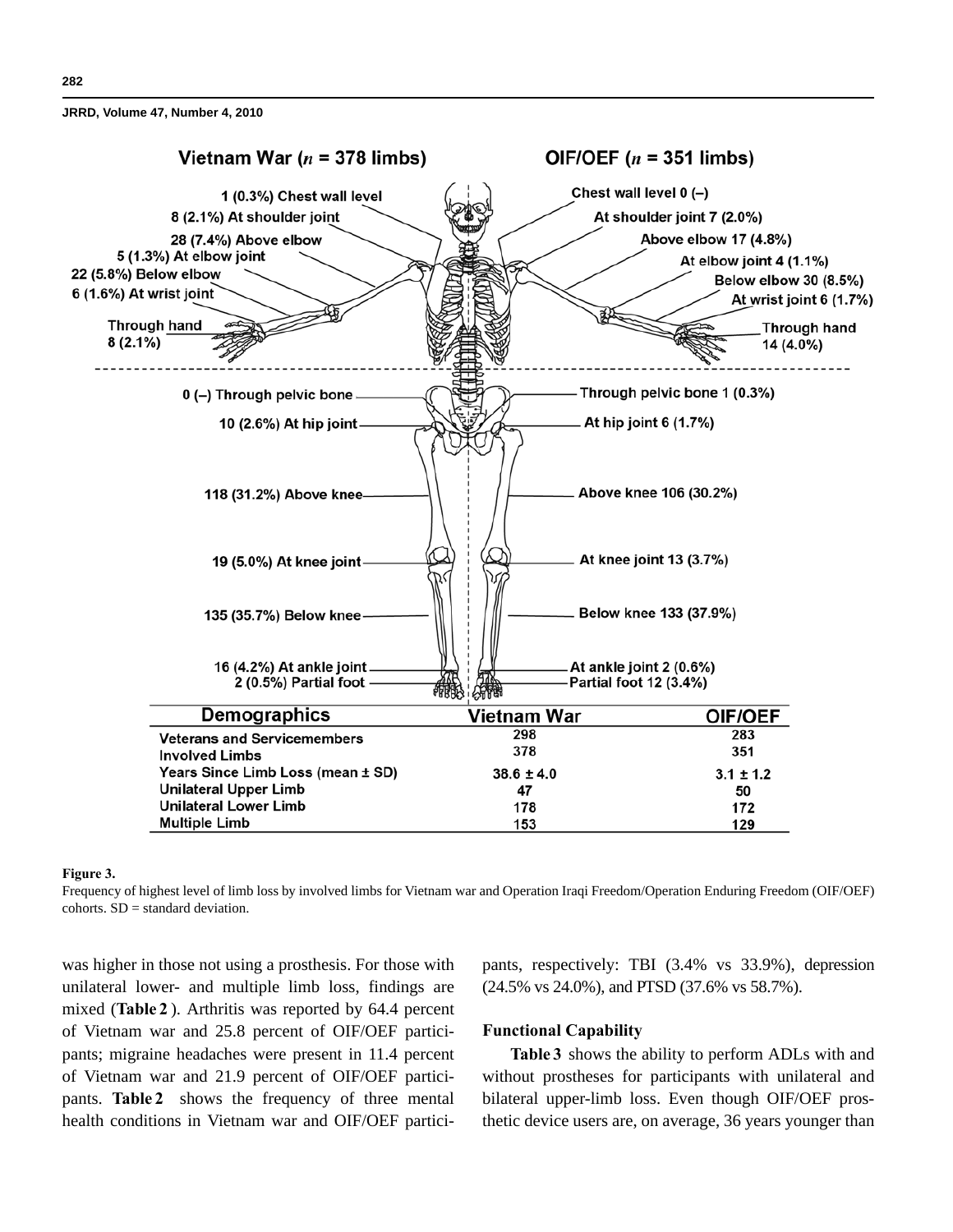Vietnam War ($n$ = 378 limbs)

OIF/OEF ($n$ = 351 limbs)

| Level | Vietnam War | OIF/OEF |
|---|---|---|
| Chest wall level | 1 (0.3%) | 0 (–) |
| At shoulder joint | 8 (2.1%) | 7 (2.0%) |
| Above elbow | 28 (7.4%) | 17 (4.8%) |
| At elbow joint | 5 (1.3%) | 4 (1.1%) |
| Below elbow | 22 (5.8%) | 30 (8.5%) |
| At wrist joint | 6 (1.6%) | 6 (1.7%) |
| Through hand | 8 (2.1%) | 14 (4.0%) |
| Through pelvic bone | 0 (–) | 1 (0.3%) |
| At hip joint | 10 (2.6%) | 6 (1.7%) |
| Above knee | 118 (31.2%) | 106 (30.2%) |
| At knee joint | 19 (5.0%) | 13 (3.7%) |
| Below knee | 135 (35.7%) | 133 (37.9%) |
| At ankle joint | 16 (4.2%) | 2 (0.6%) |
| Partial foot | 2 (0.5%) | 12 (3.4%) |

| Demographics | Vietnam War | OIF/OEF |
|---|---|---|
| Veterans and Servicemembers | 298 | 283 |
| Involved Limbs | 378 | 351 |
| Years Since Limb Loss (mean ± SD) | 38.6 ± 4.0 | 3.1 ± 1.2 |
| Unilateral Upper Limb | 47 | 50 |
| Unilateral Lower Limb | 178 | 172 |
| Multiple Limb | 153 | 129 |

**Figure 3.**
Frequency of highest level of limb loss by involved limbs for Vietnam war and Operation Iraqi Freedom/Operation Enduring Freedom (OIF/OEF) cohorts. SD = standard deviation.

was higher in those not using a prosthesis. For those with unilateral lower- and multiple limb loss, findings are mixed (**Table 2**). Arthritis was reported by 64.4 percent of Vietnam war and 25.8 percent of OIF/OEF participants; migraine headaches were present in 11.4 percent of Vietnam war and 21.9 percent of OIF/OEF participants. **Table 2** shows the frequency of three mental health conditions in Vietnam war and OIF/OEF participants, respectively: TBI (3.4% vs 33.9%), depression (24.5% vs 24.0%), and PTSD (37.6% vs 58.7%).

### Functional Capability

**Table 3** shows the ability to perform ADLs with and without prostheses for participants with unilateral and bilateral upper-limb loss. Even though OIF/OEF prosthetic device users are, on average, 36 years younger than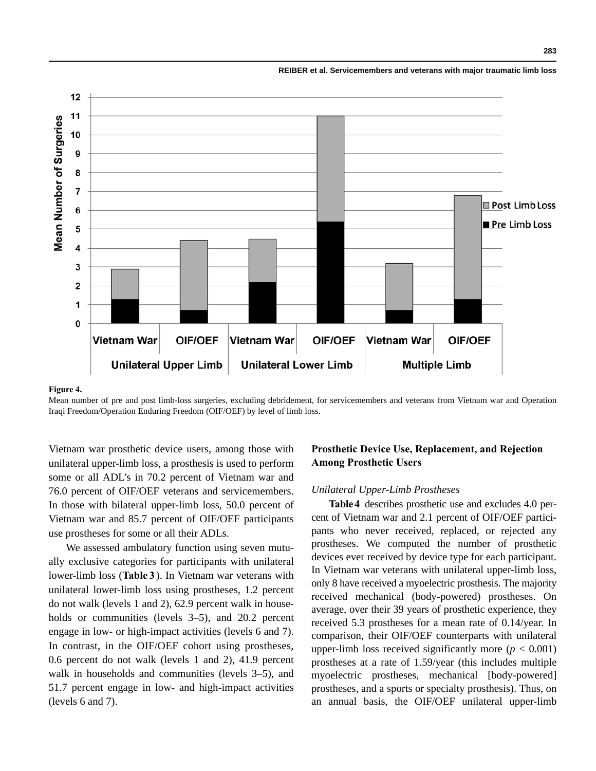**Figure 4.**
Mean number of pre and post limb-loss surgeries, excluding debridement, for servicemembers and veterans from Vietnam war and Operation Iraqi Freedom/Operation Enduring Freedom (OIF/OEF) by level of limb loss.

Vietnam war prosthetic device users, among those with unilateral upper-limb loss, a prosthesis is used to perform some or all ADL's in 70.2 percent of Vietnam war and 76.0 percent of OIF/OEF veterans and servicemembers. In those with bilateral upper-limb loss, 50.0 percent of Vietnam war and 85.7 percent of OIF/OEF participants use prostheses for some or all their ADLs.

We assessed ambulatory function using seven mutually exclusive categories for participants with unilateral lower-limb loss (**Table 3**). In Vietnam war veterans with unilateral lower-limb loss using prostheses, 1.2 percent do not walk (levels 1 and 2), 62.9 percent walk in households or communities (levels 3–5), and 20.2 percent engage in low- or high-impact activities (levels 6 and 7). In contrast, in the OIF/OEF cohort using prostheses, 0.6 percent do not walk (levels 1 and 2), 41.9 percent walk in households and communities (levels 3–5), and 51.7 percent engage in low- and high-impact activities (levels 6 and 7).

## Prosthetic Device Use, Replacement, and Rejection Among Prosthetic Users

### *Unilateral Upper-Limb Prostheses*

**Table 4** describes prosthetic use and excludes 4.0 percent of Vietnam war and 2.1 percent of OIF/OEF participants who never received, replaced, or rejected any prostheses. We computed the number of prosthetic devices ever received by device type for each participant. In Vietnam war veterans with unilateral upper-limb loss, only 8 have received a myoelectric prosthesis. The majority received mechanical (body-powered) prostheses. On average, over their 39 years of prosthetic experience, they received 5.3 prostheses for a mean rate of 0.14/year. In comparison, their OIF/OEF counterparts with unilateral upper-limb loss received significantly more ($p < 0.001$) prostheses at a rate of 1.59/year (this includes multiple myoelectric prostheses, mechanical [body-powered] prostheses, and a sports or specialty prosthesis). Thus, on an annual basis, the OIF/OEF unilateral upper-limb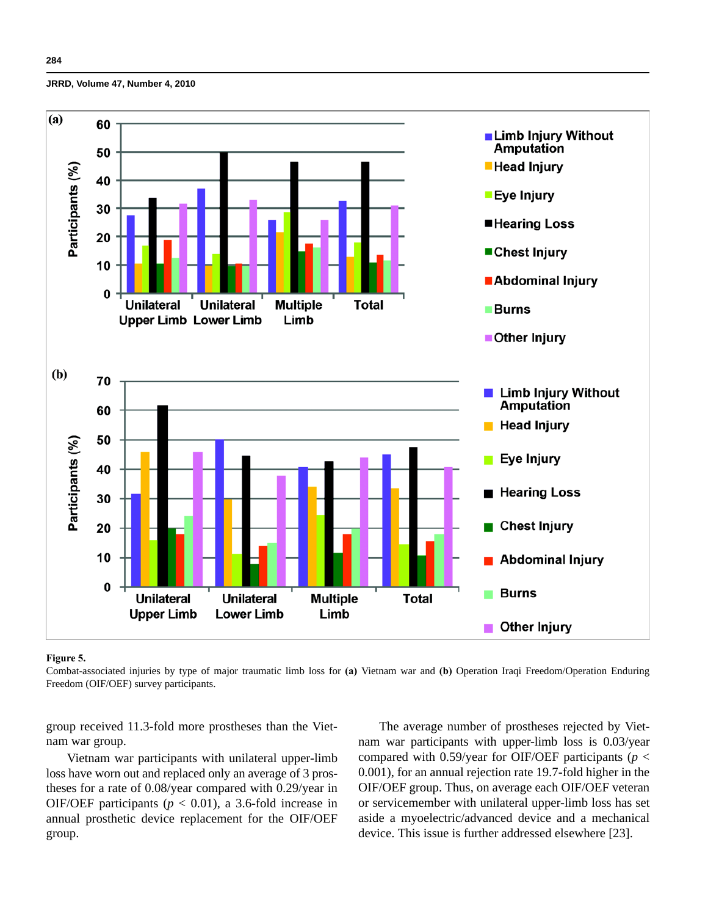**Figure 5.**
Combat-associated injuries by type of major traumatic limb loss for **(a)** Vietnam war and **(b)** Operation Iraqi Freedom/Operation Enduring Freedom (OIF/OEF) survey participants.

group received 11.3-fold more prostheses than the Vietnam war group.

Vietnam war participants with unilateral upper-limb loss have worn out and replaced only an average of 3 prostheses for a rate of 0.08/year compared with 0.29/year in OIF/OEF participants ($p < 0.01$), a 3.6-fold increase in annual prosthetic device replacement for the OIF/OEF group.

The average number of prostheses rejected by Vietnam war participants with upper-limb loss is 0.03/year compared with 0.59/year for OIF/OEF participants ($p < 0.001$), for an annual rejection rate 19.7-fold higher in the OIF/OEF group. Thus, on average each OIF/OEF veteran or servicemember with unilateral upper-limb loss has set aside a myoelectric/advanced device and a mechanical device. This issue is further addressed elsewhere [23].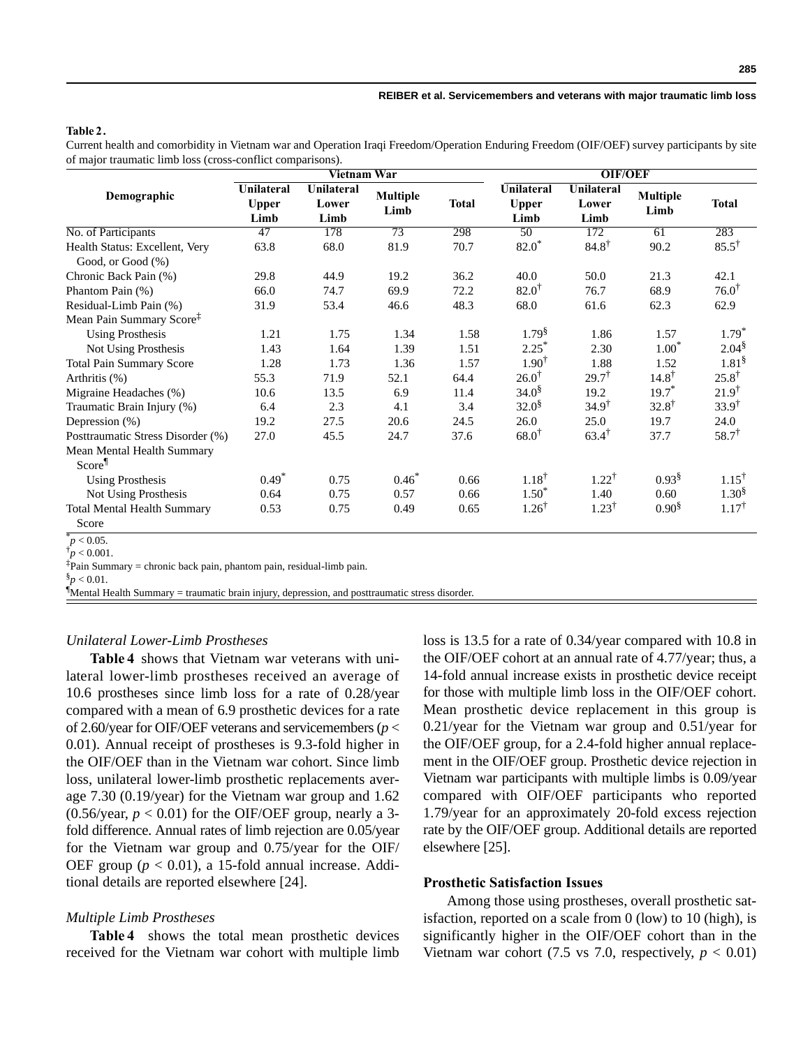**Table 2.**

Current health and comorbidity in Vietnam war and Operation Iraqi Freedom/Operation Enduring Freedom (OIF/OEF) survey participants by site of major traumatic limb loss (cross-conflict comparisons).

| Demographic | Vietnam War | | | | OIF/OEF | | | |
|---|---|---|---|---|---|---|---|---|
| | Unilateral Upper Limb | Unilateral Lower Limb | Multiple Limb | Total | Unilateral Upper Limb | Unilateral Lower Limb | Multiple Limb | Total |
| No. of Participants | 47 | 178 | 73 | 298 | 50 | 172 | 61 | 283 |
| Health Status: Excellent, Very Good, or Good (%) | 63.8 | 68.0 | 81.9 | 70.7 | 82.0* | 84.8† | 90.2 | 85.5† |
| Chronic Back Pain (%) | 29.8 | 44.9 | 19.2 | 36.2 | 40.0 | 50.0 | 21.3 | 42.1 |
| Phantom Pain (%) | 66.0 | 74.7 | 69.9 | 72.2 | 82.0† | 76.7 | 68.9 | 76.0† |
| Residual-Limb Pain (%) | 31.9 | 53.4 | 46.6 | 48.3 | 68.0 | 61.6 | 62.3 | 62.9 |
| Mean Pain Summary Score‡ | | | | | | | | |
| Using Prosthesis | 1.21 | 1.75 | 1.34 | 1.58 | 1.79§ | 1.86 | 1.57 | 1.79* |
| Not Using Prosthesis | 1.43 | 1.64 | 1.39 | 1.51 | 2.25* | 2.30 | 1.00* | 2.04§ |
| Total Pain Summary Score | 1.28 | 1.73 | 1.36 | 1.57 | 1.90† | 1.88 | 1.52 | 1.81§ |
| Arthritis (%) | 55.3 | 71.9 | 52.1 | 64.4 | 26.0† | 29.7† | 14.8† | 25.8† |
| Migraine Headaches (%) | 10.6 | 13.5 | 6.9 | 11.4 | 34.0§ | 19.2 | 19.7* | 21.9† |
| Traumatic Brain Injury (%) | 6.4 | 2.3 | 4.1 | 3.4 | 32.0§ | 34.9† | 32.8† | 33.9† |
| Depression (%) | 19.2 | 27.5 | 20.6 | 24.5 | 26.0 | 25.0 | 19.7 | 24.0 |
| Posttraumatic Stress Disorder (%) | 27.0 | 45.5 | 24.7 | 37.6 | 68.0† | 63.4† | 37.7 | 58.7† |
| Mean Mental Health Summary Score¶ | | | | | | | | |
| Using Prosthesis | 0.49* | 0.75 | 0.46* | 0.66 | 1.18† | 1.22† | 0.93§ | 1.15† |
| Not Using Prosthesis | 0.64 | 0.75 | 0.57 | 0.66 | 1.50* | 1.40 | 0.60 | 1.30§ |
| Total Mental Health Summary Score | 0.53 | 0.75 | 0.49 | 0.65 | 1.26† | 1.23† | 0.90§ | 1.17† |

*$p < 0.05$.
†$p < 0.001$.
‡Pain Summary = chronic back pain, phantom pain, residual-limb pain.
§$p < 0.01$.
¶Mental Health Summary = traumatic brain injury, depression, and posttraumatic stress disorder.

### *Unilateral Lower-Limb Prostheses*

**Table 4** shows that Vietnam war veterans with unilateral lower-limb prostheses received an average of 10.6 prostheses since limb loss for a rate of 0.28/year compared with a mean of 6.9 prosthetic devices for a rate of 2.60/year for OIF/OEF veterans and servicemembers ($p < 0.01$). Annual receipt of prostheses is 9.3-fold higher in the OIF/OEF than in the Vietnam war cohort. Since limb loss, unilateral lower-limb prosthetic replacements average 7.30 (0.19/year) for the Vietnam war group and 1.62 (0.56/year, $p < 0.01$) for the OIF/OEF group, nearly a 3-fold difference. Annual rates of limb rejection are 0.05/year for the Vietnam war group and 0.75/year for the OIF/OEF group ($p < 0.01$), a 15-fold annual increase. Additional details are reported elsewhere [24].

### *Multiple Limb Prostheses*

**Table 4** shows the total mean prosthetic devices received for the Vietnam war cohort with multiple limb loss is 13.5 for a rate of 0.34/year compared with 10.8 in the OIF/OEF cohort at an annual rate of 4.77/year; thus, a 14-fold annual increase exists in prosthetic device receipt for those with multiple limb loss in the OIF/OEF cohort. Mean prosthetic device replacement in this group is 0.21/year for the Vietnam war group and 0.51/year for the OIF/OEF group, for a 2.4-fold higher annual replacement in the OIF/OEF group. Prosthetic device rejection in Vietnam war participants with multiple limbs is 0.09/year compared with OIF/OEF participants who reported 1.79/year for an approximately 20-fold excess rejection rate by the OIF/OEF group. Additional details are reported elsewhere [25].

## Prosthetic Satisfaction Issues

Among those using prostheses, overall prosthetic satisfaction, reported on a scale from 0 (low) to 10 (high), is significantly higher in the OIF/OEF cohort than in the Vietnam war cohort (7.5 vs 7.0, respectively, $p < 0.01$)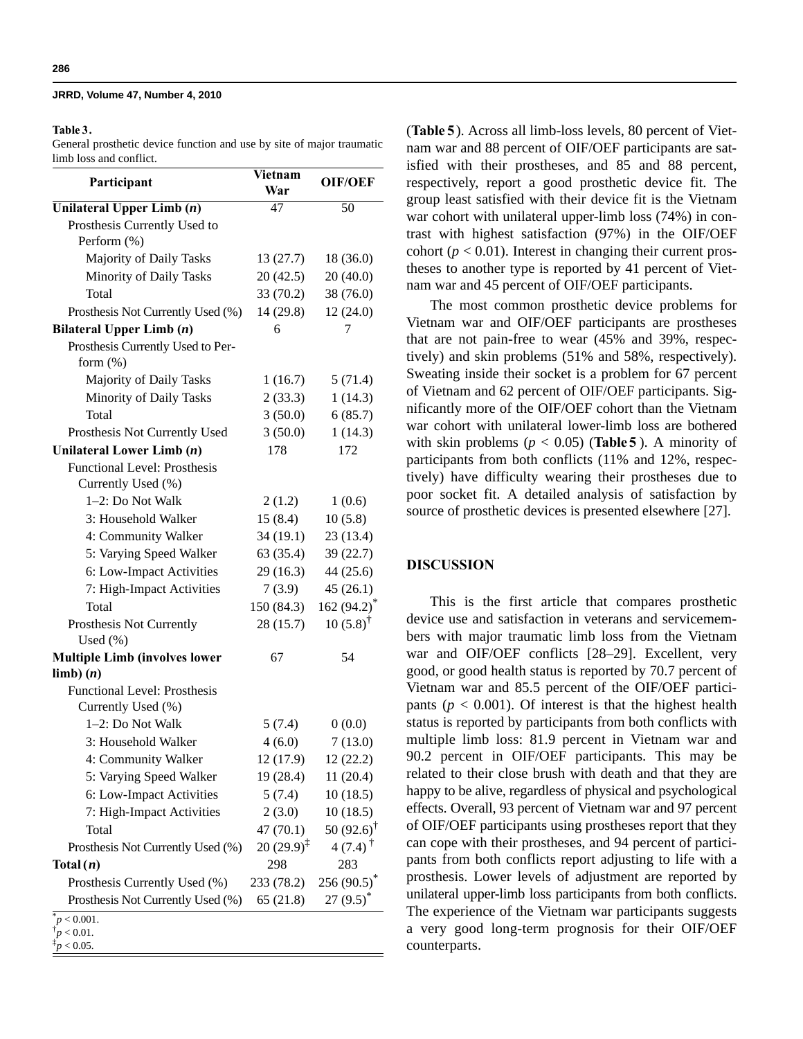**Table 3.**
General prosthetic device function and use by site of major traumatic limb loss and conflict.

| Participant | Vietnam War | OIF/OEF |
|---|---|---|
| **Unilateral Upper Limb (*n*)** | 47 | 50 |
| Prosthesis Currently Used to Perform (%) | | |
| Majority of Daily Tasks | 13 (27.7) | 18 (36.0) |
| Minority of Daily Tasks | 20 (42.5) | 20 (40.0) |
| Total | 33 (70.2) | 38 (76.0) |
| Prosthesis Not Currently Used (%) | 14 (29.8) | 12 (24.0) |
| **Bilateral Upper Limb (*n*)** | 6 | 7 |
| Prosthesis Currently Used to Perform (%) | | |
| Majority of Daily Tasks | 1 (16.7) | 5 (71.4) |
| Minority of Daily Tasks | 2 (33.3) | 1 (14.3) |
| Total | 3 (50.0) | 6 (85.7) |
| Prosthesis Not Currently Used | 3 (50.0) | 1 (14.3) |
| **Unilateral Lower Limb (*n*)** | 178 | 172 |
| Functional Level: Prosthesis Currently Used (%) | | |
| 1–2: Do Not Walk | 2 (1.2) | 1 (0.6) |
| 3: Household Walker | 15 (8.4) | 10 (5.8) |
| 4: Community Walker | 34 (19.1) | 23 (13.4) |
| 5: Varying Speed Walker | 63 (35.4) | 39 (22.7) |
| 6: Low-Impact Activities | 29 (16.3) | 44 (25.6) |
| 7: High-Impact Activities | 7 (3.9) | 45 (26.1) |
| Total | 150 (84.3) | 162 (94.2)* |
| Prosthesis Not Currently Used (%) | 28 (15.7) | 10 (5.8)† |
| **Multiple Limb (involves lower limb) (*n*)** | 67 | 54 |
| Functional Level: Prosthesis Currently Used (%) | | |
| 1–2: Do Not Walk | 5 (7.4) | 0 (0.0) |
| 3: Household Walker | 4 (6.0) | 7 (13.0) |
| 4: Community Walker | 12 (17.9) | 12 (22.2) |
| 5: Varying Speed Walker | 19 (28.4) | 11 (20.4) |
| 6: Low-Impact Activities | 5 (7.4) | 10 (18.5) |
| 7: High-Impact Activities | 2 (3.0) | 10 (18.5) |
| Total | 47 (70.1) | 50 (92.6)† |
| Prosthesis Not Currently Used (%) | 20 (29.9)‡ | 4 (7.4)† |
| **Total (*n*)** | 298 | 283 |
| Prosthesis Currently Used (%) | 233 (78.2) | 256 (90.5)* |
| Prosthesis Not Currently Used (%) | 65 (21.8) | 27 (9.5)* |

*$p < 0.001$.
†$p < 0.01$.
‡$p < 0.05$.

(**Table 5**). Across all limb-loss levels, 80 percent of Vietnam war and 88 percent of OIF/OEF participants are satisfied with their prostheses, and 85 and 88 percent, respectively, report a good prosthetic device fit. The group least satisfied with their device fit is the Vietnam war cohort with unilateral upper-limb loss (74%) in contrast with highest satisfaction (97%) in the OIF/OEF cohort ($p < 0.01$). Interest in changing their current prostheses to another type is reported by 41 percent of Vietnam war and 45 percent of OIF/OEF participants.

The most common prosthetic device problems for Vietnam war and OIF/OEF participants are prostheses that are not pain-free to wear (45% and 39%, respectively) and skin problems (51% and 58%, respectively). Sweating inside their socket is a problem for 67 percent of Vietnam and 62 percent of OIF/OEF participants. Significantly more of the OIF/OEF cohort than the Vietnam war cohort with unilateral lower-limb loss are bothered with skin problems ($p < 0.05$) (**Table 5**). A minority of participants from both conflicts (11% and 12%, respectively) have difficulty wearing their prostheses due to poor socket fit. A detailed analysis of satisfaction by source of prosthetic devices is presented elsewhere [27].

## DISCUSSION

This is the first article that compares prosthetic device use and satisfaction in veterans and servicemembers with major traumatic limb loss from the Vietnam war and OIF/OEF conflicts [28–29]. Excellent, very good, or good health status is reported by 70.7 percent of Vietnam war and 85.5 percent of the OIF/OEF participants ($p < 0.001$). Of interest is that the highest health status is reported by participants from both conflicts with multiple limb loss: 81.9 percent in Vietnam war and 90.2 percent in OIF/OEF participants. This may be related to their close brush with death and that they are happy to be alive, regardless of physical and psychological effects. Overall, 93 percent of Vietnam war and 97 percent of OIF/OEF participants using prostheses report that they can cope with their prostheses, and 94 percent of participants from both conflicts report adjusting to life with a prosthesis. Lower levels of adjustment are reported by unilateral upper-limb loss participants from both conflicts. The experience of the Vietnam war participants suggests a very good long-term prognosis for their OIF/OEF counterparts.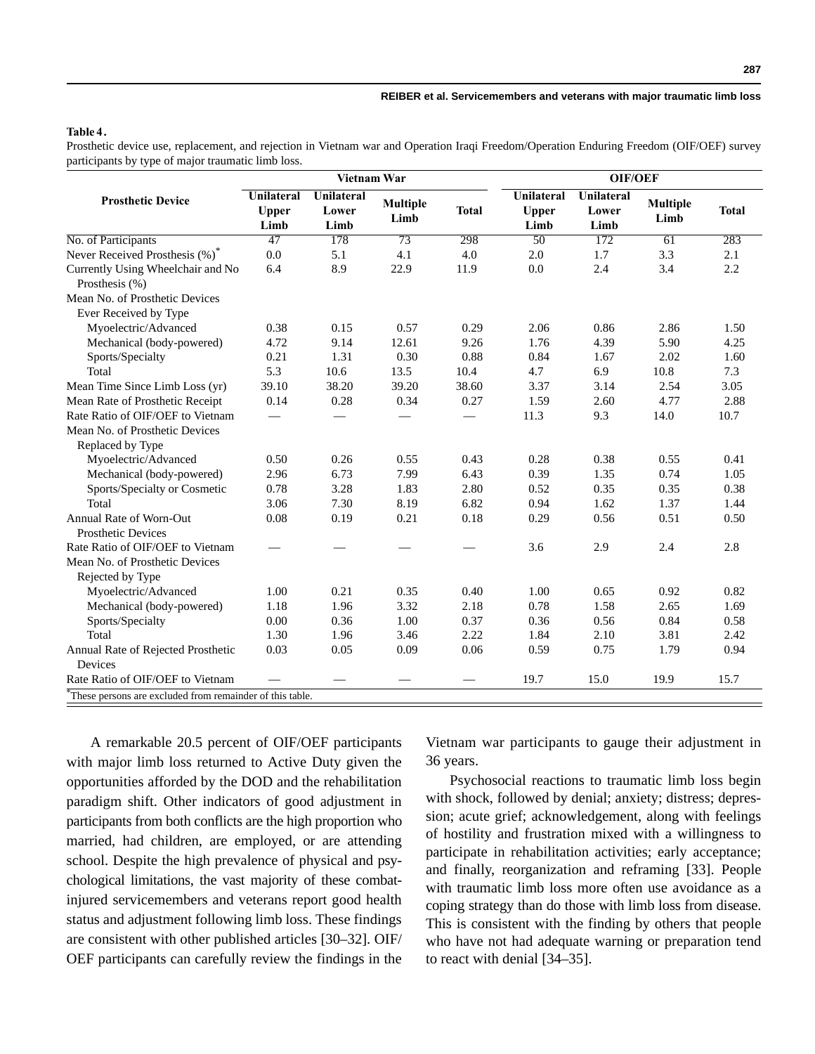**Table 4.**

Prosthetic device use, replacement, and rejection in Vietnam war and Operation Iraqi Freedom/Operation Enduring Freedom (OIF/OEF) survey participants by type of major traumatic limb loss.

| Prosthetic Device | Vietnam War | | | | OIF/OEF | | | |
|---|---|---|---|---|---|---|---|---|
| | Unilateral Upper Limb | Unilateral Lower Limb | Multiple Limb | Total | Unilateral Upper Limb | Unilateral Lower Limb | Multiple Limb | Total |
| No. of Participants | 47 | 178 | 73 | 298 | 50 | 172 | 61 | 283 |
| Never Received Prosthesis (%)* | 0.0 | 5.1 | 4.1 | 4.0 | 2.0 | 1.7 | 3.3 | 2.1 |
| Currently Using Wheelchair and No Prosthesis (%) | 6.4 | 8.9 | 22.9 | 11.9 | 0.0 | 2.4 | 3.4 | 2.2 |
| Mean No. of Prosthetic Devices Ever Received by Type | | | | | | | | |
| Myoelectric/Advanced | 0.38 | 0.15 | 0.57 | 0.29 | 2.06 | 0.86 | 2.86 | 1.50 |
| Mechanical (body-powered) | 4.72 | 9.14 | 12.61 | 9.26 | 1.76 | 4.39 | 5.90 | 4.25 |
| Sports/Specialty | 0.21 | 1.31 | 0.30 | 0.88 | 0.84 | 1.67 | 2.02 | 1.60 |
| Total | 5.3 | 10.6 | 13.5 | 10.4 | 4.7 | 6.9 | 10.8 | 7.3 |
| Mean Time Since Limb Loss (yr) | 39.10 | 38.20 | 39.20 | 38.60 | 3.37 | 3.14 | 2.54 | 3.05 |
| Mean Rate of Prosthetic Receipt | 0.14 | 0.28 | 0.34 | 0.27 | 1.59 | 2.60 | 4.77 | 2.88 |
| Rate Ratio of OIF/OEF to Vietnam | — | — | — | — | 11.3 | 9.3 | 14.0 | 10.7 |
| Mean No. of Prosthetic Devices Replaced by Type | | | | | | | | |
| Myoelectric/Advanced | 0.50 | 0.26 | 0.55 | 0.43 | 0.28 | 0.38 | 0.55 | 0.41 |
| Mechanical (body-powered) | 2.96 | 6.73 | 7.99 | 6.43 | 0.39 | 1.35 | 0.74 | 1.05 |
| Sports/Specialty or Cosmetic | 0.78 | 3.28 | 1.83 | 2.80 | 0.52 | 0.35 | 0.35 | 0.38 |
| Total | 3.06 | 7.30 | 8.19 | 6.82 | 0.94 | 1.62 | 1.37 | 1.44 |
| Annual Rate of Worn-Out Prosthetic Devices | 0.08 | 0.19 | 0.21 | 0.18 | 0.29 | 0.56 | 0.51 | 0.50 |
| Rate Ratio of OIF/OEF to Vietnam | — | — | — | — | 3.6 | 2.9 | 2.4 | 2.8 |
| Mean No. of Prosthetic Devices Rejected by Type | | | | | | | | |
| Myoelectric/Advanced | 1.00 | 0.21 | 0.35 | 0.40 | 1.00 | 0.65 | 0.92 | 0.82 |
| Mechanical (body-powered) | 1.18 | 1.96 | 3.32 | 2.18 | 0.78 | 1.58 | 2.65 | 1.69 |
| Sports/Specialty | 0.00 | 0.36 | 1.00 | 0.37 | 0.36 | 0.56 | 0.84 | 0.58 |
| Total | 1.30 | 1.96 | 3.46 | 2.22 | 1.84 | 2.10 | 3.81 | 2.42 |
| Annual Rate of Rejected Prosthetic Devices | 0.03 | 0.05 | 0.09 | 0.06 | 0.59 | 0.75 | 1.79 | 0.94 |
| Rate Ratio of OIF/OEF to Vietnam | — | — | — | — | 19.7 | 15.0 | 19.9 | 15.7 |

*These persons are excluded from remainder of this table.

A remarkable 20.5 percent of OIF/OEF participants with major limb loss returned to Active Duty given the opportunities afforded by the DOD and the rehabilitation paradigm shift. Other indicators of good adjustment in participants from both conflicts are the high proportion who married, had children, are employed, or are attending school. Despite the high prevalence of physical and psychological limitations, the vast majority of these combat-injured servicemembers and veterans report good health status and adjustment following limb loss. These findings are consistent with other published articles [30–32]. OIF/OEF participants can carefully review the findings in the Vietnam war participants to gauge their adjustment in 36 years.

Psychosocial reactions to traumatic limb loss begin with shock, followed by denial; anxiety; distress; depression; acute grief; acknowledgement, along with feelings of hostility and frustration mixed with a willingness to participate in rehabilitation activities; early acceptance; and finally, reorganization and reframing [33]. People with traumatic limb loss more often use avoidance as a coping strategy than do those with limb loss from disease. This is consistent with the finding by others that people who have not had adequate warning or preparation tend to react with denial [34–35].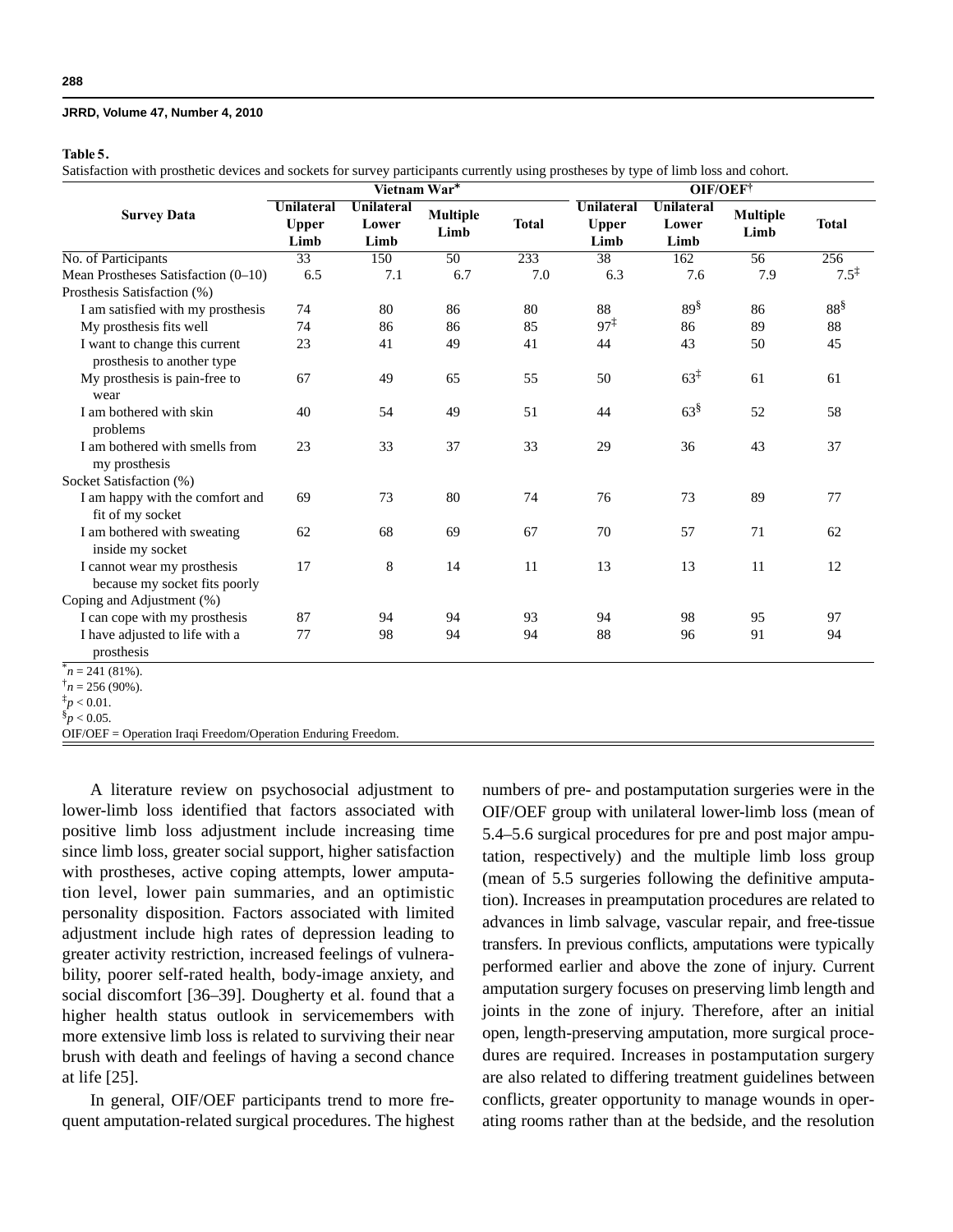**Table 5.**

Satisfaction with prosthetic devices and sockets for survey participants currently using prostheses by type of limb loss and cohort.

| Survey Data | Vietnam War* | | | | OIF/OEF† | | | |
|---|---|---|---|---|---|---|---|---|
| | Unilateral Upper Limb | Unilateral Lower Limb | Multiple Limb | Total | Unilateral Upper Limb | Unilateral Lower Limb | Multiple Limb | Total |
| No. of Participants | 33 | 150 | 50 | 233 | 38 | 162 | 56 | 256 |
| Mean Prostheses Satisfaction (0–10) | 6.5 | 7.1 | 6.7 | 7.0 | 6.3 | 7.6 | 7.9 | 7.5‡ |
| Prosthesis Satisfaction (%) | | | | | | | | |
| I am satisfied with my prosthesis | 74 | 80 | 86 | 80 | 88 | 89§ | 86 | 88§ |
| My prosthesis fits well | 74 | 86 | 86 | 85 | 97‡ | 86 | 89 | 88 |
| I want to change this current prosthesis to another type | 23 | 41 | 49 | 41 | 44 | 43 | 50 | 45 |
| My prosthesis is pain-free to wear | 67 | 49 | 65 | 55 | 50 | 63‡ | 61 | 61 |
| I am bothered with skin problems | 40 | 54 | 49 | 51 | 44 | 63§ | 52 | 58 |
| I am bothered with smells from my prosthesis | 23 | 33 | 37 | 33 | 29 | 36 | 43 | 37 |
| Socket Satisfaction (%) | | | | | | | | |
| I am happy with the comfort and fit of my socket | 69 | 73 | 80 | 74 | 76 | 73 | 89 | 77 |
| I am bothered with sweating inside my socket | 62 | 68 | 69 | 67 | 70 | 57 | 71 | 62 |
| I cannot wear my prosthesis because my socket fits poorly | 17 | 8 | 14 | 11 | 13 | 13 | 11 | 12 |
| Coping and Adjustment (%) | | | | | | | | |
| I can cope with my prosthesis | 87 | 94 | 94 | 93 | 94 | 98 | 95 | 97 |
| I have adjusted to life with a prosthesis | 77 | 98 | 94 | 94 | 88 | 96 | 91 | 94 |

*$n = 241$ (81%).
†$n = 256$ (90%).
‡$p < 0.01$.
§$p < 0.05$.
OIF/OEF = Operation Iraqi Freedom/Operation Enduring Freedom.

A literature review on psychosocial adjustment to lower-limb loss identified that factors associated with positive limb loss adjustment include increasing time since limb loss, greater social support, higher satisfaction with prostheses, active coping attempts, lower amputation level, lower pain summaries, and an optimistic personality disposition. Factors associated with limited adjustment include high rates of depression leading to greater activity restriction, increased feelings of vulnerability, poorer self-rated health, body-image anxiety, and social discomfort [36–39]. Dougherty et al. found that a higher health status outlook in servicemembers with more extensive limb loss is related to surviving their near brush with death and feelings of having a second chance at life [25].

In general, OIF/OEF participants trend to more frequent amputation-related surgical procedures. The highest numbers of pre- and postamputation surgeries were in the OIF/OEF group with unilateral lower-limb loss (mean of 5.4–5.6 surgical procedures for pre and post major amputation, respectively) and the multiple limb loss group (mean of 5.5 surgeries following the definitive amputation). Increases in preamputation procedures are related to advances in limb salvage, vascular repair, and free-tissue transfers. In previous conflicts, amputations were typically performed earlier and above the zone of injury. Current amputation surgery focuses on preserving limb length and joints in the zone of injury. Therefore, after an initial open, length-preserving amputation, more surgical procedures are required. Increases in postamputation surgery are also related to differing treatment guidelines between conflicts, greater opportunity to manage wounds in operating rooms rather than at the bedside, and the resolution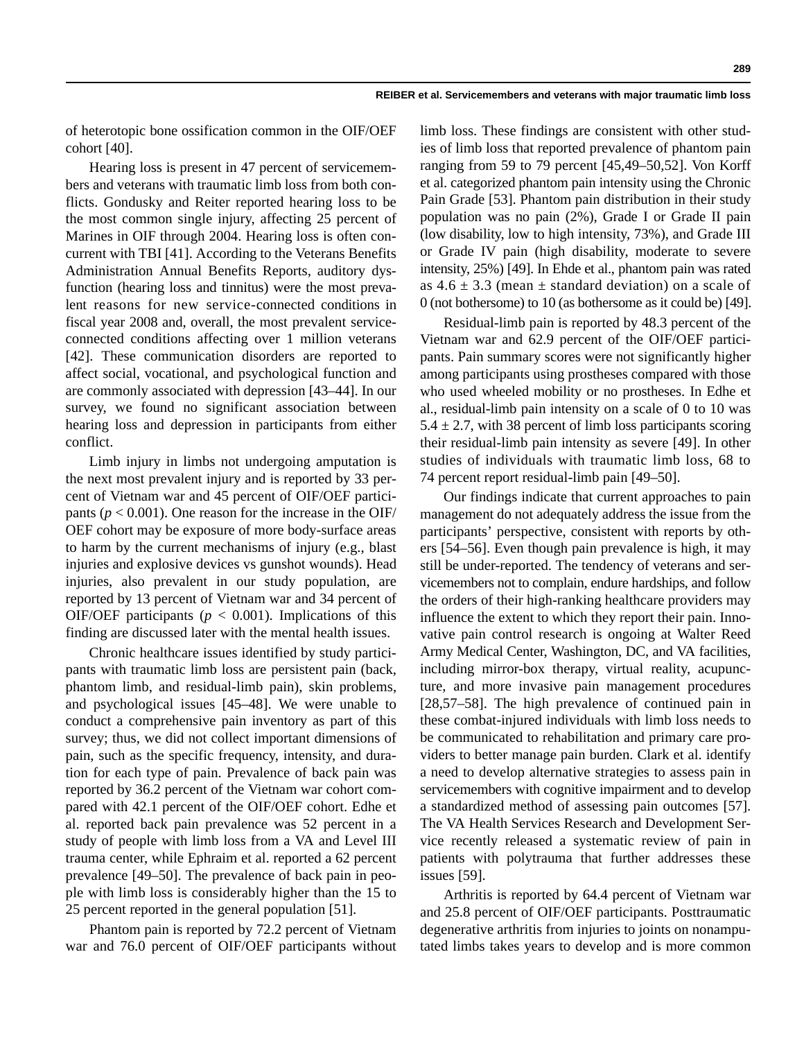of heterotopic bone ossification common in the OIF/OEF cohort [40].

Hearing loss is present in 47 percent of servicemembers and veterans with traumatic limb loss from both conflicts. Gondusky and Reiter reported hearing loss to be the most common single injury, affecting 25 percent of Marines in OIF through 2004. Hearing loss is often concurrent with TBI [41]. According to the Veterans Benefits Administration Annual Benefits Reports, auditory dysfunction (hearing loss and tinnitus) were the most prevalent reasons for new service-connected conditions in fiscal year 2008 and, overall, the most prevalent service-connected conditions affecting over 1 million veterans [42]. These communication disorders are reported to affect social, vocational, and psychological function and are commonly associated with depression [43–44]. In our survey, we found no significant association between hearing loss and depression in participants from either conflict.

Limb injury in limbs not undergoing amputation is the next most prevalent injury and is reported by 33 percent of Vietnam war and 45 percent of OIF/OEF participants ($p < 0.001$). One reason for the increase in the OIF/OEF cohort may be exposure of more body-surface areas to harm by the current mechanisms of injury (e.g., blast injuries and explosive devices vs gunshot wounds). Head injuries, also prevalent in our study population, are reported by 13 percent of Vietnam war and 34 percent of OIF/OEF participants ($p < 0.001$). Implications of this finding are discussed later with the mental health issues.

Chronic healthcare issues identified by study participants with traumatic limb loss are persistent pain (back, phantom limb, and residual-limb pain), skin problems, and psychological issues [45–48]. We were unable to conduct a comprehensive pain inventory as part of this survey; thus, we did not collect important dimensions of pain, such as the specific frequency, intensity, and duration for each type of pain. Prevalence of back pain was reported by 36.2 percent of the Vietnam war cohort compared with 42.1 percent of the OIF/OEF cohort. Edhe et al. reported back pain prevalence was 52 percent in a study of people with limb loss from a VA and Level III trauma center, while Ephraim et al. reported a 62 percent prevalence [49–50]. The prevalence of back pain in people with limb loss is considerably higher than the 15 to 25 percent reported in the general population [51].

Phantom pain is reported by 72.2 percent of Vietnam war and 76.0 percent of OIF/OEF participants without limb loss. These findings are consistent with other studies of limb loss that reported prevalence of phantom pain ranging from 59 to 79 percent [45,49–50,52]. Von Korff et al. categorized phantom pain intensity using the Chronic Pain Grade [53]. Phantom pain distribution in their study population was no pain (2%), Grade I or Grade II pain (low disability, low to high intensity, 73%), and Grade III or Grade IV pain (high disability, moderate to severe intensity, 25%) [49]. In Ehde et al., phantom pain was rated as $4.6 \pm 3.3$ (mean $\pm$ standard deviation) on a scale of 0 (not bothersome) to 10 (as bothersome as it could be) [49].

Residual-limb pain is reported by 48.3 percent of the Vietnam war and 62.9 percent of the OIF/OEF participants. Pain summary scores were not significantly higher among participants using prostheses compared with those who used wheeled mobility or no prostheses. In Edhe et al., residual-limb pain intensity on a scale of 0 to 10 was $5.4 \pm 2.7$, with 38 percent of limb loss participants scoring their residual-limb pain intensity as severe [49]. In other studies of individuals with traumatic limb loss, 68 to 74 percent report residual-limb pain [49–50].

Our findings indicate that current approaches to pain management do not adequately address the issue from the participants' perspective, consistent with reports by others [54–56]. Even though pain prevalence is high, it may still be under-reported. The tendency of veterans and servicemembers not to complain, endure hardships, and follow the orders of their high-ranking healthcare providers may influence the extent to which they report their pain. Innovative pain control research is ongoing at Walter Reed Army Medical Center, Washington, DC, and VA facilities, including mirror-box therapy, virtual reality, acupuncture, and more invasive pain management procedures [28,57–58]. The high prevalence of continued pain in these combat-injured individuals with limb loss needs to be communicated to rehabilitation and primary care providers to better manage pain burden. Clark et al. identify a need to develop alternative strategies to assess pain in servicemembers with cognitive impairment and to develop a standardized method of assessing pain outcomes [57]. The VA Health Services Research and Development Service recently released a systematic review of pain in patients with polytrauma that further addresses these issues [59].

Arthritis is reported by 64.4 percent of Vietnam war and 25.8 percent of OIF/OEF participants. Posttraumatic degenerative arthritis from injuries to joints on nonamputated limbs takes years to develop and is more common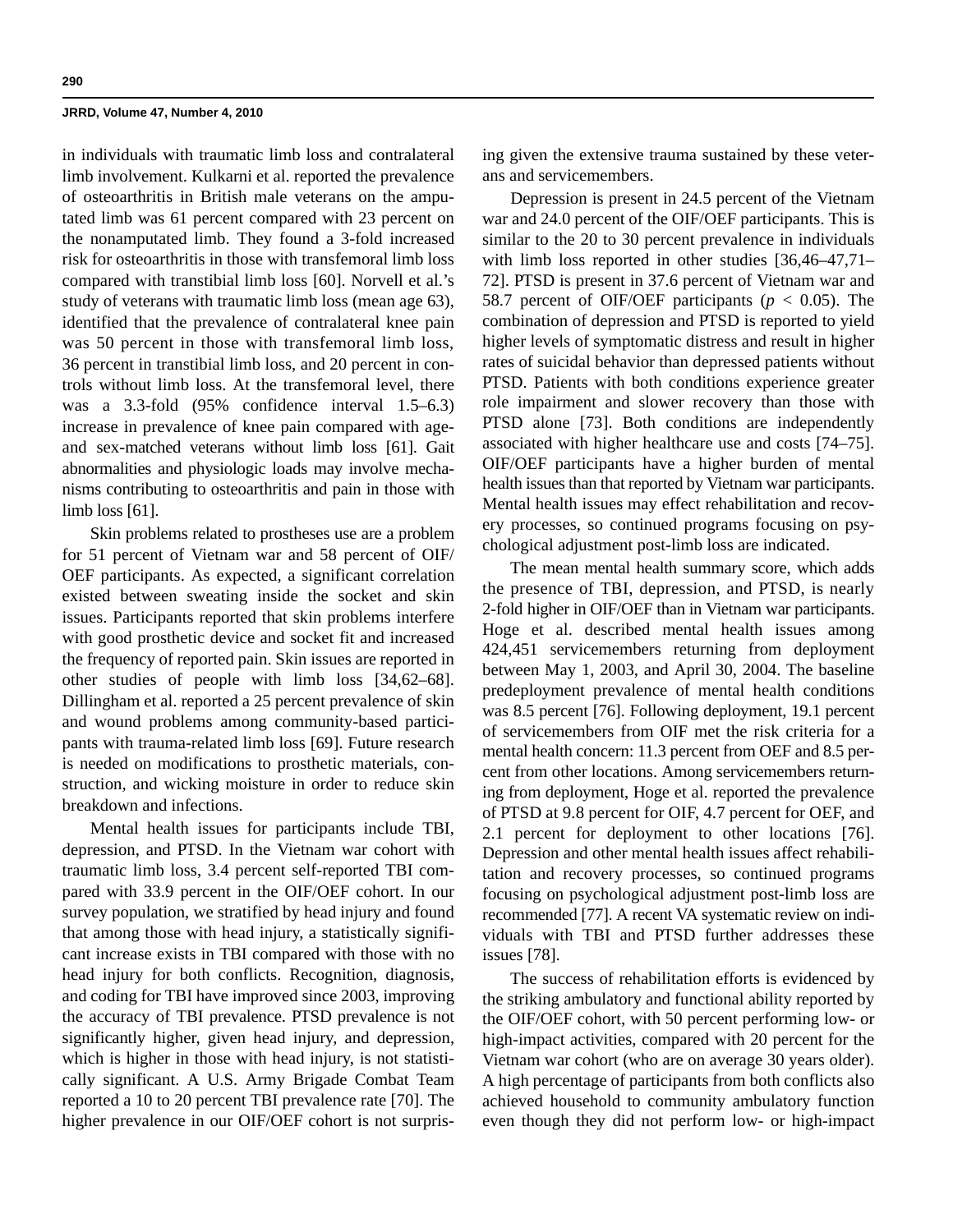in individuals with traumatic limb loss and contralateral limb involvement. Kulkarni et al. reported the prevalence of osteoarthritis in British male veterans on the amputated limb was 61 percent compared with 23 percent on the nonamputated limb. They found a 3-fold increased risk for osteoarthritis in those with transfemoral limb loss compared with transtibial limb loss [60]. Norvell et al.'s study of veterans with traumatic limb loss (mean age 63), identified that the prevalence of contralateral knee pain was 50 percent in those with transfemoral limb loss, 36 percent in transtibial limb loss, and 20 percent in controls without limb loss. At the transfemoral level, there was a 3.3-fold (95% confidence interval 1.5–6.3) increase in prevalence of knee pain compared with age- and sex-matched veterans without limb loss [61]. Gait abnormalities and physiologic loads may involve mechanisms contributing to osteoarthritis and pain in those with limb loss [61].

Skin problems related to prostheses use are a problem for 51 percent of Vietnam war and 58 percent of OIF/OEF participants. As expected, a significant correlation existed between sweating inside the socket and skin issues. Participants reported that skin problems interfere with good prosthetic device and socket fit and increased the frequency of reported pain. Skin issues are reported in other studies of people with limb loss [34,62–68]. Dillingham et al. reported a 25 percent prevalence of skin and wound problems among community-based participants with trauma-related limb loss [69]. Future research is needed on modifications to prosthetic materials, construction, and wicking moisture in order to reduce skin breakdown and infections.

Mental health issues for participants include TBI, depression, and PTSD. In the Vietnam war cohort with traumatic limb loss, 3.4 percent self-reported TBI compared with 33.9 percent in the OIF/OEF cohort. In our survey population, we stratified by head injury and found that among those with head injury, a statistically significant increase exists in TBI compared with those with no head injury for both conflicts. Recognition, diagnosis, and coding for TBI have improved since 2003, improving the accuracy of TBI prevalence. PTSD prevalence is not significantly higher, given head injury, and depression, which is higher in those with head injury, is not statistically significant. A U.S. Army Brigade Combat Team reported a 10 to 20 percent TBI prevalence rate [70]. The higher prevalence in our OIF/OEF cohort is not surprising given the extensive trauma sustained by these veterans and servicemembers.

Depression is present in 24.5 percent of the Vietnam war and 24.0 percent of the OIF/OEF participants. This is similar to the 20 to 30 percent prevalence in individuals with limb loss reported in other studies [36,46–47,71–72]. PTSD is present in 37.6 percent of Vietnam war and 58.7 percent of OIF/OEF participants ($p < 0.05$). The combination of depression and PTSD is reported to yield higher levels of symptomatic distress and result in higher rates of suicidal behavior than depressed patients without PTSD. Patients with both conditions experience greater role impairment and slower recovery than those with PTSD alone [73]. Both conditions are independently associated with higher healthcare use and costs [74–75]. OIF/OEF participants have a higher burden of mental health issues than that reported by Vietnam war participants. Mental health issues may effect rehabilitation and recovery processes, so continued programs focusing on psychological adjustment post-limb loss are indicated.

The mean mental health summary score, which adds the presence of TBI, depression, and PTSD, is nearly 2-fold higher in OIF/OEF than in Vietnam war participants. Hoge et al. described mental health issues among 424,451 servicemembers returning from deployment between May 1, 2003, and April 30, 2004. The baseline predeployment prevalence of mental health conditions was 8.5 percent [76]. Following deployment, 19.1 percent of servicemembers from OIF met the risk criteria for a mental health concern: 11.3 percent from OEF and 8.5 percent from other locations. Among servicemembers returning from deployment, Hoge et al. reported the prevalence of PTSD at 9.8 percent for OIF, 4.7 percent for OEF, and 2.1 percent for deployment to other locations [76]. Depression and other mental health issues affect rehabilitation and recovery processes, so continued programs focusing on psychological adjustment post-limb loss are recommended [77]. A recent VA systematic review on individuals with TBI and PTSD further addresses these issues [78].

The success of rehabilitation efforts is evidenced by the striking ambulatory and functional ability reported by the OIF/OEF cohort, with 50 percent performing low- or high-impact activities, compared with 20 percent for the Vietnam war cohort (who are on average 30 years older). A high percentage of participants from both conflicts also achieved household to community ambulatory function even though they did not perform low- or high-impact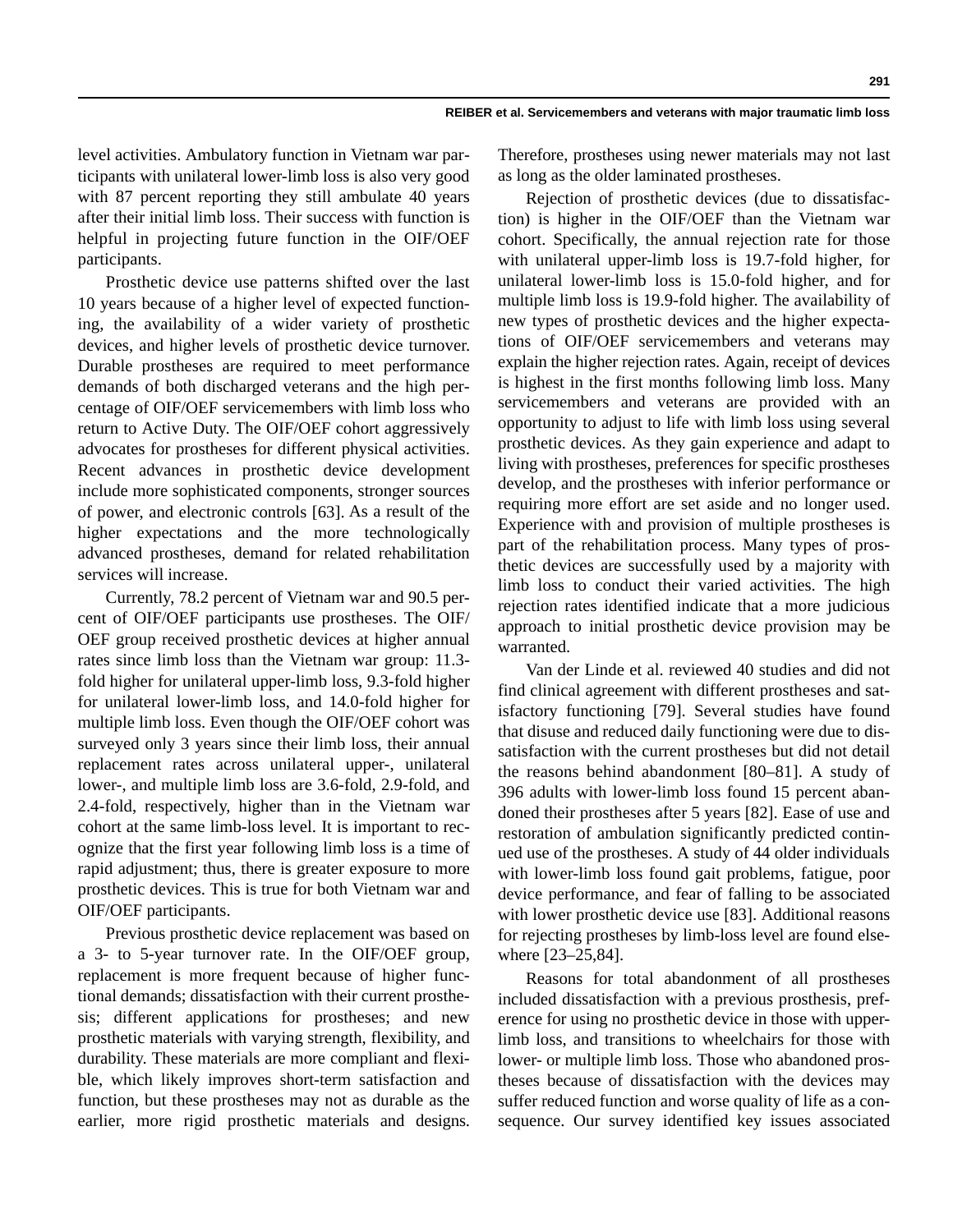level activities. Ambulatory function in Vietnam war participants with unilateral lower-limb loss is also very good with 87 percent reporting they still ambulate 40 years after their initial limb loss. Their success with function is helpful in projecting future function in the OIF/OEF participants.

Prosthetic device use patterns shifted over the last 10 years because of a higher level of expected functioning, the availability of a wider variety of prosthetic devices, and higher levels of prosthetic device turnover. Durable prostheses are required to meet performance demands of both discharged veterans and the high percentage of OIF/OEF servicemembers with limb loss who return to Active Duty. The OIF/OEF cohort aggressively advocates for prostheses for different physical activities. Recent advances in prosthetic device development include more sophisticated components, stronger sources of power, and electronic controls [63]. As a result of the higher expectations and the more technologically advanced prostheses, demand for related rehabilitation services will increase.

Currently, 78.2 percent of Vietnam war and 90.5 percent of OIF/OEF participants use prostheses. The OIF/OEF group received prosthetic devices at higher annual rates since limb loss than the Vietnam war group: 11.3-fold higher for unilateral upper-limb loss, 9.3-fold higher for unilateral lower-limb loss, and 14.0-fold higher for multiple limb loss. Even though the OIF/OEF cohort was surveyed only 3 years since their limb loss, their annual replacement rates across unilateral upper-, unilateral lower-, and multiple limb loss are 3.6-fold, 2.9-fold, and 2.4-fold, respectively, higher than in the Vietnam war cohort at the same limb-loss level. It is important to recognize that the first year following limb loss is a time of rapid adjustment; thus, there is greater exposure to more prosthetic devices. This is true for both Vietnam war and OIF/OEF participants.

Previous prosthetic device replacement was based on a 3- to 5-year turnover rate. In the OIF/OEF group, replacement is more frequent because of higher functional demands; dissatisfaction with their current prosthesis; different applications for prostheses; and new prosthetic materials with varying strength, flexibility, and durability. These materials are more compliant and flexible, which likely improves short-term satisfaction and function, but these prostheses may not as durable as the earlier, more rigid prosthetic materials and designs. Therefore, prostheses using newer materials may not last as long as the older laminated prostheses.

Rejection of prosthetic devices (due to dissatisfaction) is higher in the OIF/OEF than the Vietnam war cohort. Specifically, the annual rejection rate for those with unilateral upper-limb loss is 19.7-fold higher, for unilateral lower-limb loss is 15.0-fold higher, and for multiple limb loss is 19.9-fold higher. The availability of new types of prosthetic devices and the higher expectations of OIF/OEF servicemembers and veterans may explain the higher rejection rates. Again, receipt of devices is highest in the first months following limb loss. Many servicemembers and veterans are provided with an opportunity to adjust to life with limb loss using several prosthetic devices. As they gain experience and adapt to living with prostheses, preferences for specific prostheses develop, and the prostheses with inferior performance or requiring more effort are set aside and no longer used. Experience with and provision of multiple prostheses is part of the rehabilitation process. Many types of prosthetic devices are successfully used by a majority with limb loss to conduct their varied activities. The high rejection rates identified indicate that a more judicious approach to initial prosthetic device provision may be warranted.

Van der Linde et al. reviewed 40 studies and did not find clinical agreement with different prostheses and satisfactory functioning [79]. Several studies have found that disuse and reduced daily functioning were due to dissatisfaction with the current prostheses but did not detail the reasons behind abandonment [80–81]. A study of 396 adults with lower-limb loss found 15 percent abandoned their prostheses after 5 years [82]. Ease of use and restoration of ambulation significantly predicted continued use of the prostheses. A study of 44 older individuals with lower-limb loss found gait problems, fatigue, poor device performance, and fear of falling to be associated with lower prosthetic device use [83]. Additional reasons for rejecting prostheses by limb-loss level are found elsewhere [23–25,84].

Reasons for total abandonment of all prostheses included dissatisfaction with a previous prosthesis, preference for using no prosthetic device in those with upper-limb loss, and transitions to wheelchairs for those with lower- or multiple limb loss. Those who abandoned prostheses because of dissatisfaction with the devices may suffer reduced function and worse quality of life as a consequence. Our survey identified key issues associated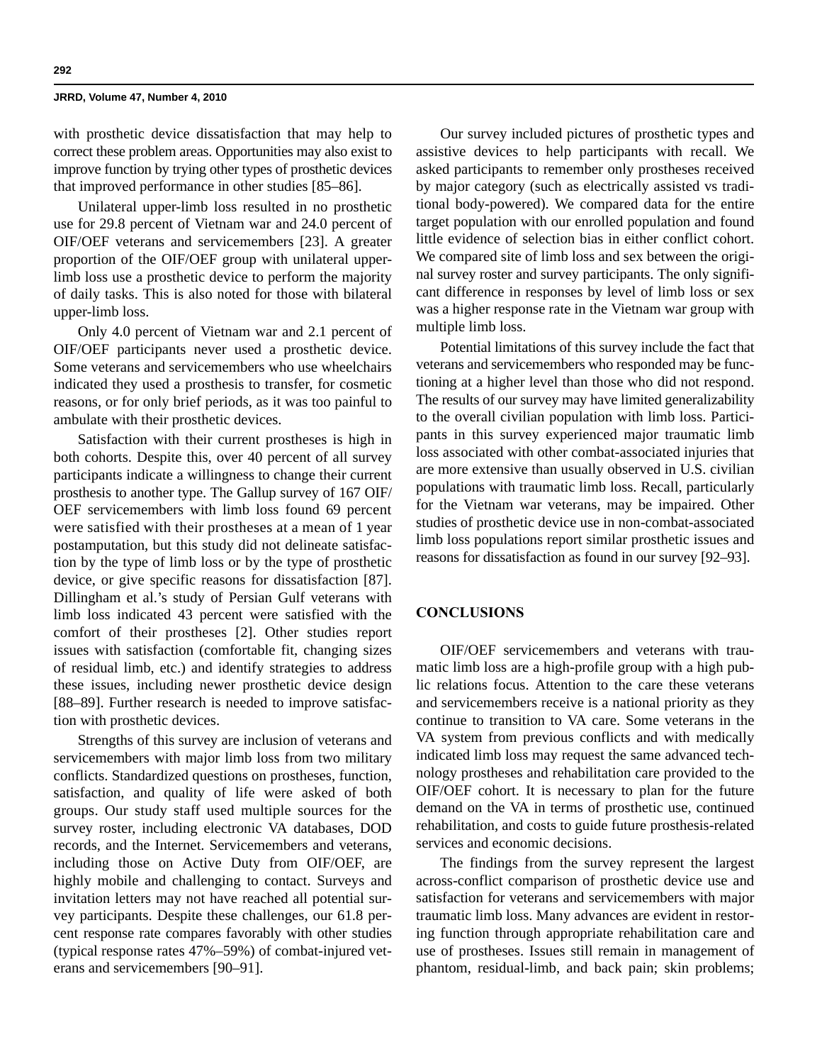with prosthetic device dissatisfaction that may help to correct these problem areas. Opportunities may also exist to improve function by trying other types of prosthetic devices that improved performance in other studies [85–86].

Unilateral upper-limb loss resulted in no prosthetic use for 29.8 percent of Vietnam war and 24.0 percent of OIF/OEF veterans and servicemembers [23]. A greater proportion of the OIF/OEF group with unilateral upper-limb loss use a prosthetic device to perform the majority of daily tasks. This is also noted for those with bilateral upper-limb loss.

Only 4.0 percent of Vietnam war and 2.1 percent of OIF/OEF participants never used a prosthetic device. Some veterans and servicemembers who use wheelchairs indicated they used a prosthesis to transfer, for cosmetic reasons, or for only brief periods, as it was too painful to ambulate with their prosthetic devices.

Satisfaction with their current prostheses is high in both cohorts. Despite this, over 40 percent of all survey participants indicate a willingness to change their current prosthesis to another type. The Gallup survey of 167 OIF/OEF servicemembers with limb loss found 69 percent were satisfied with their prostheses at a mean of 1 year postamputation, but this study did not delineate satisfaction by the type of limb loss or by the type of prosthetic device, or give specific reasons for dissatisfaction [87]. Dillingham et al.'s study of Persian Gulf veterans with limb loss indicated 43 percent were satisfied with the comfort of their prostheses [2]. Other studies report issues with satisfaction (comfortable fit, changing sizes of residual limb, etc.) and identify strategies to address these issues, including newer prosthetic device design [88–89]. Further research is needed to improve satisfaction with prosthetic devices.

Strengths of this survey are inclusion of veterans and servicemembers with major limb loss from two military conflicts. Standardized questions on prostheses, function, satisfaction, and quality of life were asked of both groups. Our study staff used multiple sources for the survey roster, including electronic VA databases, DOD records, and the Internet. Servicemembers and veterans, including those on Active Duty from OIF/OEF, are highly mobile and challenging to contact. Surveys and invitation letters may not have reached all potential survey participants. Despite these challenges, our 61.8 percent response rate compares favorably with other studies (typical response rates 47%–59%) of combat-injured veterans and servicemembers [90–91].

Our survey included pictures of prosthetic types and assistive devices to help participants with recall. We asked participants to remember only prostheses received by major category (such as electrically assisted vs traditional body-powered). We compared data for the entire target population with our enrolled population and found little evidence of selection bias in either conflict cohort. We compared site of limb loss and sex between the original survey roster and survey participants. The only significant difference in responses by level of limb loss or sex was a higher response rate in the Vietnam war group with multiple limb loss.

Potential limitations of this survey include the fact that veterans and servicemembers who responded may be functioning at a higher level than those who did not respond. The results of our survey may have limited generalizability to the overall civilian population with limb loss. Participants in this survey experienced major traumatic limb loss associated with other combat-associated injuries that are more extensive than usually observed in U.S. civilian populations with traumatic limb loss. Recall, particularly for the Vietnam war veterans, may be impaired. Other studies of prosthetic device use in non-combat-associated limb loss populations report similar prosthetic issues and reasons for dissatisfaction as found in our survey [92–93].

## CONCLUSIONS

OIF/OEF servicemembers and veterans with traumatic limb loss are a high-profile group with a high public relations focus. Attention to the care these veterans and servicemembers receive is a national priority as they continue to transition to VA care. Some veterans in the VA system from previous conflicts and with medically indicated limb loss may request the same advanced technology prostheses and rehabilitation care provided to the OIF/OEF cohort. It is necessary to plan for the future demand on the VA in terms of prosthetic use, continued rehabilitation, and costs to guide future prosthesis-related services and economic decisions.

The findings from the survey represent the largest across-conflict comparison of prosthetic device use and satisfaction for veterans and servicemembers with major traumatic limb loss. Many advances are evident in restoring function through appropriate rehabilitation care and use of prostheses. Issues still remain in management of phantom, residual-limb, and back pain; skin problems;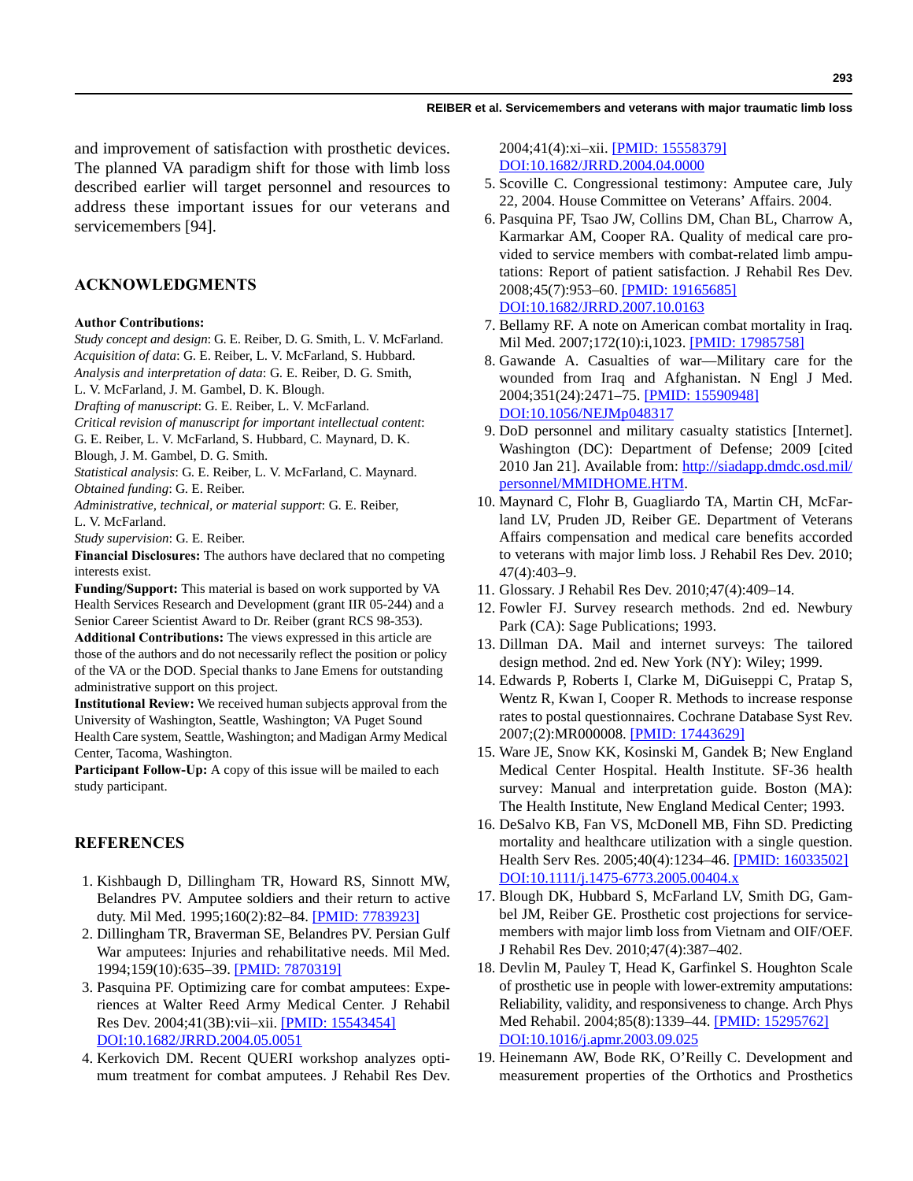and improvement of satisfaction with prosthetic devices. The planned VA paradigm shift for those with limb loss described earlier will target personnel and resources to address these important issues for our veterans and servicemembers [94].

## ACKNOWLEDGMENTS

**Author Contributions:**
*Study concept and design*: G. E. Reiber, D. G. Smith, L. V. McFarland.
*Acquisition of data*: G. E. Reiber, L. V. McFarland, S. Hubbard.
*Analysis and interpretation of data*: G. E. Reiber, D. G. Smith, L. V. McFarland, J. M. Gambel, D. K. Blough.
*Drafting of manuscript*: G. E. Reiber, L. V. McFarland.
*Critical revision of manuscript for important intellectual content*: G. E. Reiber, L. V. McFarland, S. Hubbard, C. Maynard, D. K. Blough, J. M. Gambel, D. G. Smith.
*Statistical analysis*: G. E. Reiber, L. V. McFarland, C. Maynard.
*Obtained funding*: G. E. Reiber.
*Administrative, technical, or material support*: G. E. Reiber, L. V. McFarland.
*Study supervision*: G. E. Reiber.
**Financial Disclosures:** The authors have declared that no competing interests exist.
**Funding/Support:** This material is based on work supported by VA Health Services Research and Development (grant IIR 05-244) and a Senior Career Scientist Award to Dr. Reiber (grant RCS 98-353).
**Additional Contributions:** The views expressed in this article are those of the authors and do not necessarily reflect the position or policy of the VA or the DOD. Special thanks to Jane Emens for outstanding administrative support on this project.
**Institutional Review:** We received human subjects approval from the University of Washington, Seattle, Washington; VA Puget Sound Health Care system, Seattle, Washington; and Madigan Army Medical Center, Tacoma, Washington.
**Participant Follow-Up:** A copy of this issue will be mailed to each study participant.

## REFERENCES

1. Kishbaugh D, Dillingham TR, Howard RS, Sinnott MW, Belandres PV. Amputee soldiers and their return to active duty. Mil Med. 1995;160(2):82–84. [PMID: 7783923]
2. Dillingham TR, Braverman SE, Belandres PV. Persian Gulf War amputees: Injuries and rehabilitative needs. Mil Med. 1994;159(10):635–39. [PMID: 7870319]
3. Pasquina PF. Optimizing care for combat amputees: Experiences at Walter Reed Army Medical Center. J Rehabil Res Dev. 2004;41(3B):vii–xii. [PMID: 15543454] DOI:10.1682/JRRD.2004.05.0051
4. Kerkovich DM. Recent QUERI workshop analyzes optimum treatment for combat amputees. J Rehabil Res Dev. 2004;41(4):xi–xii. [PMID: 15558379] DOI:10.1682/JRRD.2004.04.0000
5. Scoville C. Congressional testimony: Amputee care, July 22, 2004. House Committee on Veterans' Affairs. 2004.
6. Pasquina PF, Tsao JW, Collins DM, Chan BL, Charrow A, Karmarkar AM, Cooper RA. Quality of medical care provided to service members with combat-related limb amputations: Report of patient satisfaction. J Rehabil Res Dev. 2008;45(7):953–60. [PMID: 19165685] DOI:10.1682/JRRD.2007.10.0163
7. Bellamy RF. A note on American combat mortality in Iraq. Mil Med. 2007;172(10):i,1023. [PMID: 17985758]
8. Gawande A. Casualties of war—Military care for the wounded from Iraq and Afghanistan. N Engl J Med. 2004;351(24):2471–75. [PMID: 15590948] DOI:10.1056/NEJMp048317
9. DoD personnel and military casualty statistics [Internet]. Washington (DC): Department of Defense; 2009 [cited 2010 Jan 21]. Available from: http://siadapp.dmdc.osd.mil/personnel/MMIDHOME.HTM.
10. Maynard C, Flohr B, Guagliardo TA, Martin CH, McFarland LV, Pruden JD, Reiber GE. Department of Veterans Affairs compensation and medical care benefits accorded to veterans with major limb loss. J Rehabil Res Dev. 2010; 47(4):403–9.
11. Glossary. J Rehabil Res Dev. 2010;47(4):409–14.
12. Fowler FJ. Survey research methods. 2nd ed. Newbury Park (CA): Sage Publications; 1993.
13. Dillman DA. Mail and internet surveys: The tailored design method. 2nd ed. New York (NY): Wiley; 1999.
14. Edwards P, Roberts I, Clarke M, DiGuiseppi C, Pratap S, Wentz R, Kwan I, Cooper R. Methods to increase response rates to postal questionnaires. Cochrane Database Syst Rev. 2007;(2):MR000008. [PMID: 17443629]
15. Ware JE, Snow KK, Kosinski M, Gandek B; New England Medical Center Hospital. Health Institute. SF-36 health survey: Manual and interpretation guide. Boston (MA): The Health Institute, New England Medical Center; 1993.
16. DeSalvo KB, Fan VS, McDonell MB, Fihn SD. Predicting mortality and healthcare utilization with a single question. Health Serv Res. 2005;40(4):1234–46. [PMID: 16033502] DOI:10.1111/j.1475-6773.2005.00404.x
17. Blough DK, Hubbard S, McFarland LV, Smith DG, Gambel JM, Reiber GE. Prosthetic cost projections for servicemembers with major limb loss from Vietnam and OIF/OEF. J Rehabil Res Dev. 2010;47(4):387–402.
18. Devlin M, Pauley T, Head K, Garfinkel S. Houghton Scale of prosthetic use in people with lower-extremity amputations: Reliability, validity, and responsiveness to change. Arch Phys Med Rehabil. 2004;85(8):1339–44. [PMID: 15295762] DOI:10.1016/j.apmr.2003.09.025
19. Heinemann AW, Bode RK, O'Reilly C. Development and measurement properties of the Orthotics and Prosthetics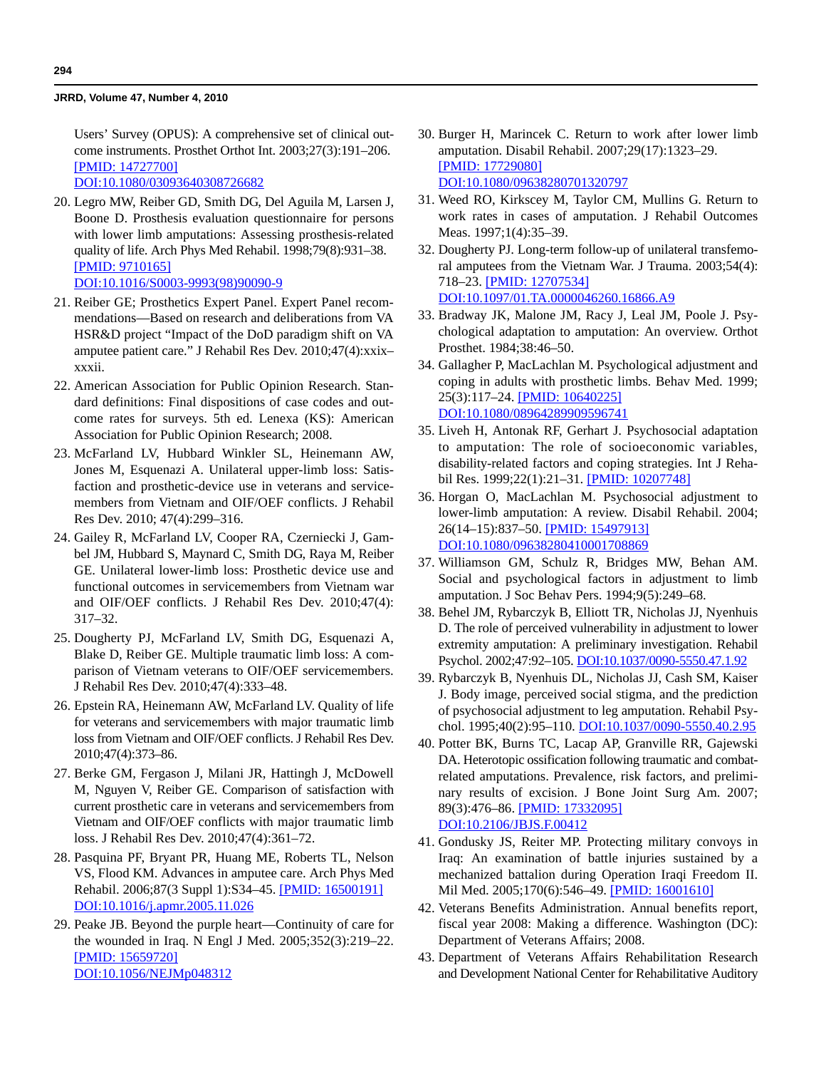Users' Survey (OPUS): A comprehensive set of clinical outcome instruments. Prosthet Orthot Int. 2003;27(3):191–206. [PMID: 14727700] DOI:10.1080/03093640308726682

20. Legro MW, Reiber GD, Smith DG, Del Aguila M, Larsen J, Boone D. Prosthesis evaluation questionnaire for persons with lower limb amputations: Assessing prosthesis-related quality of life. Arch Phys Med Rehabil. 1998;79(8):931–38. [PMID: 9710165] DOI:10.1016/S0003-9993(98)90090-9
21. Reiber GE; Prosthetics Expert Panel. Expert Panel recommendations—Based on research and deliberations from VA HSR&D project "Impact of the DoD paradigm shift on VA amputee patient care." J Rehabil Res Dev. 2010;47(4):xxix–xxxii.
22. American Association for Public Opinion Research. Standard definitions: Final dispositions of case codes and outcome rates for surveys. 5th ed. Lenexa (KS): American Association for Public Opinion Research; 2008.
23. McFarland LV, Hubbard Winkler SL, Heinemann AW, Jones M, Esquenazi A. Unilateral upper-limb loss: Satisfaction and prosthetic-device use in veterans and servicemembers from Vietnam and OIF/OEF conflicts. J Rehabil Res Dev. 2010; 47(4):299–316.
24. Gailey R, McFarland LV, Cooper RA, Czerniecki J, Gambel JM, Hubbard S, Maynard C, Smith DG, Raya M, Reiber GE. Unilateral lower-limb loss: Prosthetic device use and functional outcomes in servicemembers from Vietnam war and OIF/OEF conflicts. J Rehabil Res Dev. 2010;47(4): 317–32.
25. Dougherty PJ, McFarland LV, Smith DG, Esquenazi A, Blake D, Reiber GE. Multiple traumatic limb loss: A comparison of Vietnam veterans to OIF/OEF servicemembers. J Rehabil Res Dev. 2010;47(4):333–48.
26. Epstein RA, Heinemann AW, McFarland LV. Quality of life for veterans and servicemembers with major traumatic limb loss from Vietnam and OIF/OEF conflicts. J Rehabil Res Dev. 2010;47(4):373–86.
27. Berke GM, Fergason J, Milani JR, Hattingh J, McDowell M, Nguyen V, Reiber GE. Comparison of satisfaction with current prosthetic care in veterans and servicemembers from Vietnam and OIF/OEF conflicts with major traumatic limb loss. J Rehabil Res Dev. 2010;47(4):361–72.
28. Pasquina PF, Bryant PR, Huang ME, Roberts TL, Nelson VS, Flood KM. Advances in amputee care. Arch Phys Med Rehabil. 2006;87(3 Suppl 1):S34–45. [PMID: 16500191] DOI:10.1016/j.apmr.2005.11.026
29. Peake JB. Beyond the purple heart—Continuity of care for the wounded in Iraq. N Engl J Med. 2005;352(3):219–22. [PMID: 15659720] DOI:10.1056/NEJMp048312
30. Burger H, Marincek C. Return to work after lower limb amputation. Disabil Rehabil. 2007;29(17):1323–29. [PMID: 17729080] DOI:10.1080/09638280701320797
31. Weed RO, Kirkscey M, Taylor CM, Mullins G. Return to work rates in cases of amputation. J Rehabil Outcomes Meas. 1997;1(4):35–39.
32. Dougherty PJ. Long-term follow-up of unilateral transfemoral amputees from the Vietnam War. J Trauma. 2003;54(4): 718–23. [PMID: 12707534] DOI:10.1097/01.TA.0000046260.16866.A9
33. Bradway JK, Malone JM, Racy J, Leal JM, Poole J. Psychological adaptation to amputation: An overview. Orthot Prosthet. 1984;38:46–50.
34. Gallagher P, MacLachlan M. Psychological adjustment and coping in adults with prosthetic limbs. Behav Med. 1999; 25(3):117–24. [PMID: 10640225] DOI:10.1080/08964289909596741
35. Liveh H, Antonak RF, Gerhart J. Psychosocial adaptation to amputation: The role of socioeconomic variables, disability-related factors and coping strategies. Int J Rehabil Res. 1999;22(1):21–31. [PMID: 10207748]
36. Horgan O, MacLachlan M. Psychosocial adjustment to lower-limb amputation: A review. Disabil Rehabil. 2004; 26(14–15):837–50. [PMID: 15497913] DOI:10.1080/09638280410001708869
37. Williamson GM, Schulz R, Bridges MW, Behan AM. Social and psychological factors in adjustment to limb amputation. J Soc Behav Pers. 1994;9(5):249–68.
38. Behel JM, Rybarczyk B, Elliott TR, Nicholas JJ, Nyenhuis D. The role of perceived vulnerability in adjustment to lower extremity amputation: A preliminary investigation. Rehabil Psychol. 2002;47:92–105. DOI:10.1037/0090-5550.47.1.92
39. Rybarczyk B, Nyenhuis DL, Nicholas JJ, Cash SM, Kaiser J. Body image, perceived social stigma, and the prediction of psychosocial adjustment to leg amputation. Rehabil Psychol. 1995;40(2):95–110. DOI:10.1037/0090-5550.40.2.95
40. Potter BK, Burns TC, Lacap AP, Granville RR, Gajewski DA. Heterotopic ossification following traumatic and combat-related amputations. Prevalence, risk factors, and preliminary results of excision. J Bone Joint Surg Am. 2007; 89(3):476–86. [PMID: 17332095] DOI:10.2106/JBJS.F.00412
41. Gondusky JS, Reiter MP. Protecting military convoys in Iraq: An examination of battle injuries sustained by a mechanized battalion during Operation Iraqi Freedom II. Mil Med. 2005;170(6):546–49. [PMID: 16001610]
42. Veterans Benefits Administration. Annual benefits report, fiscal year 2008: Making a difference. Washington (DC): Department of Veterans Affairs; 2008.
43. Department of Veterans Affairs Rehabilitation Research and Development National Center for Rehabilitative Auditory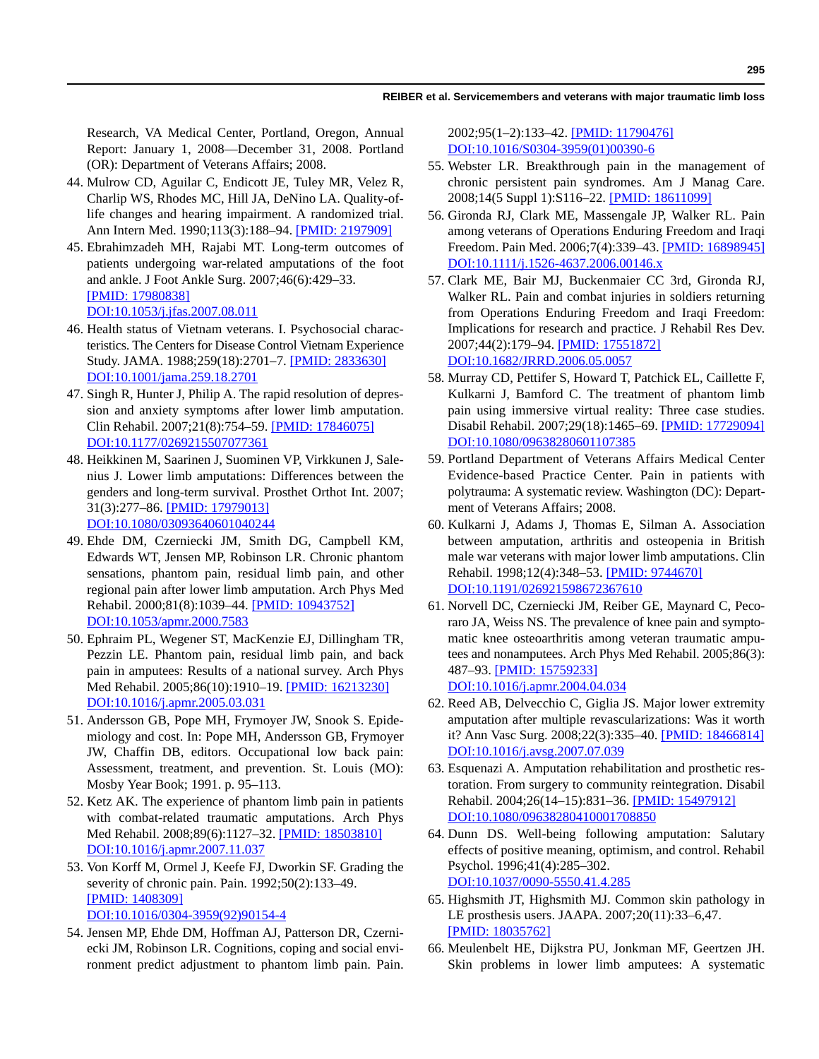Research, VA Medical Center, Portland, Oregon, Annual Report: January 1, 2008—December 31, 2008. Portland (OR): Department of Veterans Affairs; 2008.

44. Mulrow CD, Aguilar C, Endicott JE, Tuley MR, Velez R, Charlip WS, Rhodes MC, Hill JA, DeNino LA. Quality-of-life changes and hearing impairment. A randomized trial. Ann Intern Med. 1990;113(3):188–94. [PMID: 2197909]

45. Ebrahimzadeh MH, Rajabi MT. Long-term outcomes of patients undergoing war-related amputations of the foot and ankle. J Foot Ankle Surg. 2007;46(6):429–33. [PMID: 17980838] DOI:10.1053/j.jfas.2007.08.011

46. Health status of Vietnam veterans. I. Psychosocial characteristics. The Centers for Disease Control Vietnam Experience Study. JAMA. 1988;259(18):2701–7. [PMID: 2833630] DOI:10.1001/jama.259.18.2701

47. Singh R, Hunter J, Philip A. The rapid resolution of depression and anxiety symptoms after lower limb amputation. Clin Rehabil. 2007;21(8):754–59. [PMID: 17846075] DOI:10.1177/0269215507077361

48. Heikkinen M, Saarinen J, Suominen VP, Virkkunen J, Salenius J. Lower limb amputations: Differences between the genders and long-term survival. Prosthet Orthot Int. 2007; 31(3):277–86. [PMID: 17979013] DOI:10.1080/03093640601040244

49. Ehde DM, Czerniecki JM, Smith DG, Campbell KM, Edwards WT, Jensen MP, Robinson LR. Chronic phantom sensations, phantom pain, residual limb pain, and other regional pain after lower limb amputation. Arch Phys Med Rehabil. 2000;81(8):1039–44. [PMID: 10943752] DOI:10.1053/apmr.2000.7583

50. Ephraim PL, Wegener ST, MacKenzie EJ, Dillingham TR, Pezzin LE. Phantom pain, residual limb pain, and back pain in amputees: Results of a national survey. Arch Phys Med Rehabil. 2005;86(10):1910–19. [PMID: 16213230] DOI:10.1016/j.apmr.2005.03.031

51. Andersson GB, Pope MH, Frymoyer JW, Snook S. Epidemiology and cost. In: Pope MH, Andersson GB, Frymoyer JW, Chaffin DB, editors. Occupational low back pain: Assessment, treatment, and prevention. St. Louis (MO): Mosby Year Book; 1991. p. 95–113.

52. Ketz AK. The experience of phantom limb pain in patients with combat-related traumatic amputations. Arch Phys Med Rehabil. 2008;89(6):1127–32. [PMID: 18503810] DOI:10.1016/j.apmr.2007.11.037

53. Von Korff M, Ormel J, Keefe FJ, Dworkin SF. Grading the severity of chronic pain. Pain. 1992;50(2):133–49. [PMID: 1408309] DOI:10.1016/0304-3959(92)90154-4

54. Jensen MP, Ehde DM, Hoffman AJ, Patterson DR, Czerniecki JM, Robinson LR. Cognitions, coping and social environment predict adjustment to phantom limb pain. Pain. 2002;95(1–2):133–42. [PMID: 11790476] DOI:10.1016/S0304-3959(01)00390-6

55. Webster LR. Breakthrough pain in the management of chronic persistent pain syndromes. Am J Manag Care. 2008;14(5 Suppl 1):S116–22. [PMID: 18611099]

56. Gironda RJ, Clark ME, Massengale JP, Walker RL. Pain among veterans of Operations Enduring Freedom and Iraqi Freedom. Pain Med. 2006;7(4):339–43. [PMID: 16898945] DOI:10.1111/j.1526-4637.2006.00146.x

57. Clark ME, Bair MJ, Buckenmaier CC 3rd, Gironda RJ, Walker RL. Pain and combat injuries in soldiers returning from Operations Enduring Freedom and Iraqi Freedom: Implications for research and practice. J Rehabil Res Dev. 2007;44(2):179–94. [PMID: 17551872] DOI:10.1682/JRRD.2006.05.0057

58. Murray CD, Pettifer S, Howard T, Patchick EL, Caillette F, Kulkarni J, Bamford C. The treatment of phantom limb pain using immersive virtual reality: Three case studies. Disabil Rehabil. 2007;29(18):1465–69. [PMID: 17729094] DOI:10.1080/09638280601107385

59. Portland Department of Veterans Affairs Medical Center Evidence-based Practice Center. Pain in patients with polytrauma: A systematic review. Washington (DC): Department of Veterans Affairs; 2008.

60. Kulkarni J, Adams J, Thomas E, Silman A. Association between amputation, arthritis and osteopenia in British male war veterans with major lower limb amputations. Clin Rehabil. 1998;12(4):348–53. [PMID: 9744670] DOI:10.1191/026921598672367610

61. Norvell DC, Czerniecki JM, Reiber GE, Maynard C, Pecoraro JA, Weiss NS. The prevalence of knee pain and symptomatic knee osteoarthritis among veteran traumatic amputees and nonamputees. Arch Phys Med Rehabil. 2005;86(3): 487–93. [PMID: 15759233] DOI:10.1016/j.apmr.2004.04.034

62. Reed AB, Delvecchio C, Giglia JS. Major lower extremity amputation after multiple revascularizations: Was it worth it? Ann Vasc Surg. 2008;22(3):335–40. [PMID: 18466814] DOI:10.1016/j.avsg.2007.07.039

63. Esquenazi A. Amputation rehabilitation and prosthetic restoration. From surgery to community reintegration. Disabil Rehabil. 2004;26(14–15):831–36. [PMID: 15497912] DOI:10.1080/09638280410001708850

64. Dunn DS. Well-being following amputation: Salutary effects of positive meaning, optimism, and control. Rehabil Psychol. 1996;41(4):285–302. DOI:10.1037/0090-5550.41.4.285

65. Highsmith JT, Highsmith MJ. Common skin pathology in LE prosthesis users. JAAPA. 2007;20(11):33–6,47. [PMID: 18035762]

66. Meulenbelt HE, Dijkstra PU, Jonkman MF, Geertzen JH. Skin problems in lower limb amputees: A systematic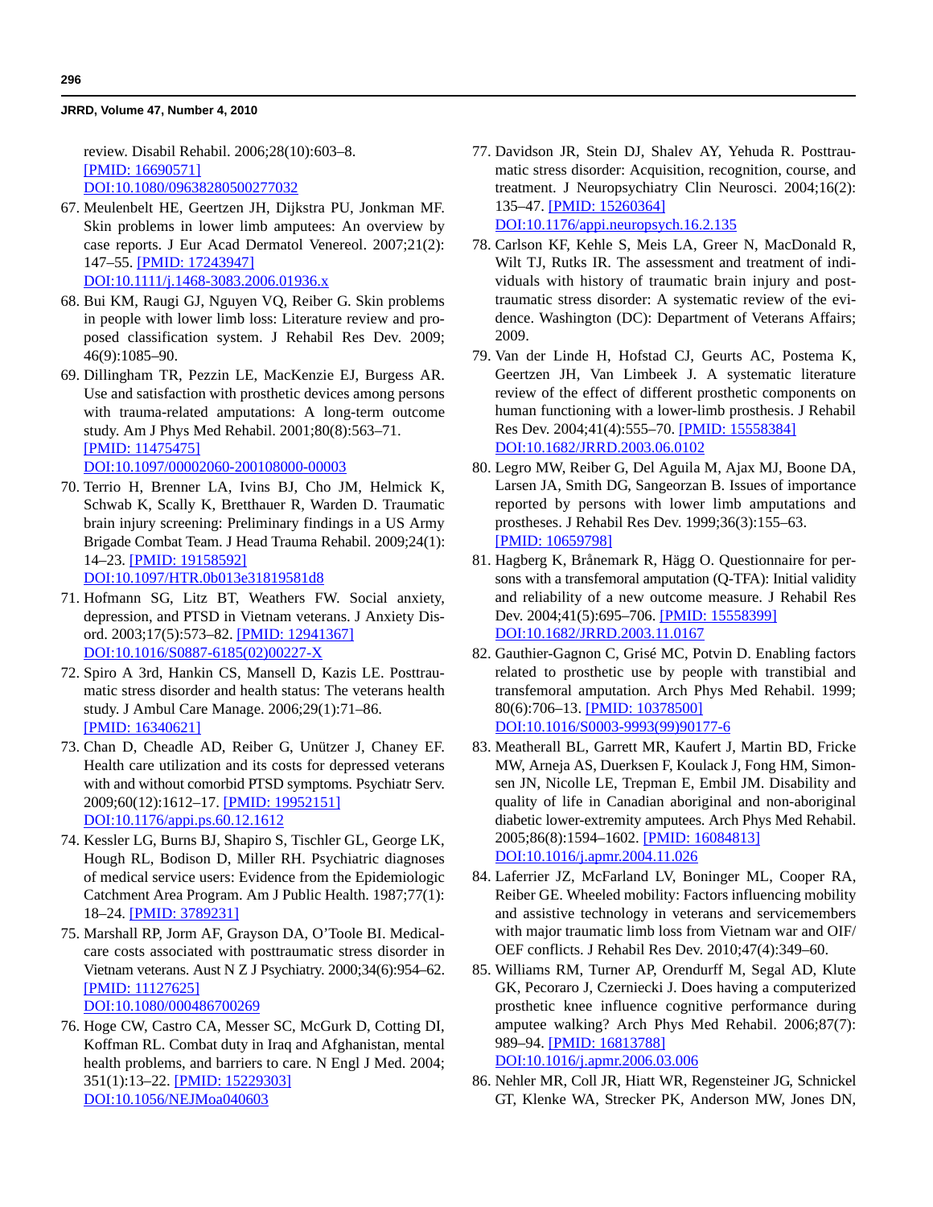review. Disabil Rehabil. 2006;28(10):603–8. [PMID: 16690571] DOI:10.1080/09638280500277032

67. Meulenbelt HE, Geertzen JH, Dijkstra PU, Jonkman MF. Skin problems in lower limb amputees: An overview by case reports. J Eur Acad Dermatol Venereol. 2007;21(2): 147–55. [PMID: 17243947] DOI:10.1111/j.1468-3083.2006.01936.x
68. Bui KM, Raugi GJ, Nguyen VQ, Reiber G. Skin problems in people with lower limb loss: Literature review and proposed classification system. J Rehabil Res Dev. 2009; 46(9):1085–90.
69. Dillingham TR, Pezzin LE, MacKenzie EJ, Burgess AR. Use and satisfaction with prosthetic devices among persons with trauma-related amputations: A long-term outcome study. Am J Phys Med Rehabil. 2001;80(8):563–71. [PMID: 11475475] DOI:10.1097/00002060-200108000-00003
70. Terrio H, Brenner LA, Ivins BJ, Cho JM, Helmick K, Schwab K, Scally K, Bretthauer R, Warden D. Traumatic brain injury screening: Preliminary findings in a US Army Brigade Combat Team. J Head Trauma Rehabil. 2009;24(1): 14–23. [PMID: 19158592] DOI:10.1097/HTR.0b013e31819581d8
71. Hofmann SG, Litz BT, Weathers FW. Social anxiety, depression, and PTSD in Vietnam veterans. J Anxiety Disord. 2003;17(5):573–82. [PMID: 12941367] DOI:10.1016/S0887-6185(02)00227-X
72. Spiro A 3rd, Hankin CS, Mansell D, Kazis LE. Posttraumatic stress disorder and health status: The veterans health study. J Ambul Care Manage. 2006;29(1):71–86. [PMID: 16340621]
73. Chan D, Cheadle AD, Reiber G, Unützer J, Chaney EF. Health care utilization and its costs for depressed veterans with and without comorbid PTSD symptoms. Psychiatr Serv. 2009;60(12):1612–17. [PMID: 19952151] DOI:10.1176/appi.ps.60.12.1612
74. Kessler LG, Burns BJ, Shapiro S, Tischler GL, George LK, Hough RL, Bodison D, Miller RH. Psychiatric diagnoses of medical service users: Evidence from the Epidemiologic Catchment Area Program. Am J Public Health. 1987;77(1): 18–24. [PMID: 3789231]
75. Marshall RP, Jorm AF, Grayson DA, O'Toole BI. Medical-care costs associated with posttraumatic stress disorder in Vietnam veterans. Aust N Z J Psychiatry. 2000;34(6):954–62. [PMID: 11127625] DOI:10.1080/000486700269
76. Hoge CW, Castro CA, Messer SC, McGurk D, Cotting DI, Koffman RL. Combat duty in Iraq and Afghanistan, mental health problems, and barriers to care. N Engl J Med. 2004; 351(1):13–22. [PMID: 15229303] DOI:10.1056/NEJMoa040603
77. Davidson JR, Stein DJ, Shalev AY, Yehuda R. Posttraumatic stress disorder: Acquisition, recognition, course, and treatment. J Neuropsychiatry Clin Neurosci. 2004;16(2): 135–47. [PMID: 15260364] DOI:10.1176/appi.neuropsych.16.2.135
78. Carlson KF, Kehle S, Meis LA, Greer N, MacDonald R, Wilt TJ, Rutks IR. The assessment and treatment of individuals with history of traumatic brain injury and posttraumatic stress disorder: A systematic review of the evidence. Washington (DC): Department of Veterans Affairs; 2009.
79. Van der Linde H, Hofstad CJ, Geurts AC, Postema K, Geertzen JH, Van Limbeek J. A systematic literature review of the effect of different prosthetic components on human functioning with a lower-limb prosthesis. J Rehabil Res Dev. 2004;41(4):555–70. [PMID: 15558384] DOI:10.1682/JRRD.2003.06.0102
80. Legro MW, Reiber G, Del Aguila M, Ajax MJ, Boone DA, Larsen JA, Smith DG, Sangeorzan B. Issues of importance reported by persons with lower limb amputations and prostheses. J Rehabil Res Dev. 1999;36(3):155–63. [PMID: 10659798]
81. Hagberg K, Brånemark R, Hägg O. Questionnaire for persons with a transfemoral amputation (Q-TFA): Initial validity and reliability of a new outcome measure. J Rehabil Res Dev. 2004;41(5):695–706. [PMID: 15558399] DOI:10.1682/JRRD.2003.11.0167
82. Gauthier-Gagnon C, Grisé MC, Potvin D. Enabling factors related to prosthetic use by people with transtibial and transfemoral amputation. Arch Phys Med Rehabil. 1999; 80(6):706–13. [PMID: 10378500] DOI:10.1016/S0003-9993(99)90177-6
83. Meatherall BL, Garrett MR, Kaufert J, Martin BD, Fricke MW, Arneja AS, Duerksen F, Koulack J, Fong HM, Simonsen JN, Nicolle LE, Trepman E, Embil JM. Disability and quality of life in Canadian aboriginal and non-aboriginal diabetic lower-extremity amputees. Arch Phys Med Rehabil. 2005;86(8):1594–1602. [PMID: 16084813] DOI:10.1016/j.apmr.2004.11.026
84. Laferrier JZ, McFarland LV, Boninger ML, Cooper RA, Reiber GE. Wheeled mobility: Factors influencing mobility and assistive technology in veterans and servicemembers with major traumatic limb loss from Vietnam war and OIF/OEF conflicts. J Rehabil Res Dev. 2010;47(4):349–60.
85. Williams RM, Turner AP, Orendurff M, Segal AD, Klute GK, Pecoraro J, Czerniecki J. Does having a computerized prosthetic knee influence cognitive performance during amputee walking? Arch Phys Med Rehabil. 2006;87(7): 989–94. [PMID: 16813788] DOI:10.1016/j.apmr.2006.03.006
86. Nehler MR, Coll JR, Hiatt WR, Regensteiner JG, Schnickel GT, Klenke WA, Strecker PK, Anderson MW, Jones DN,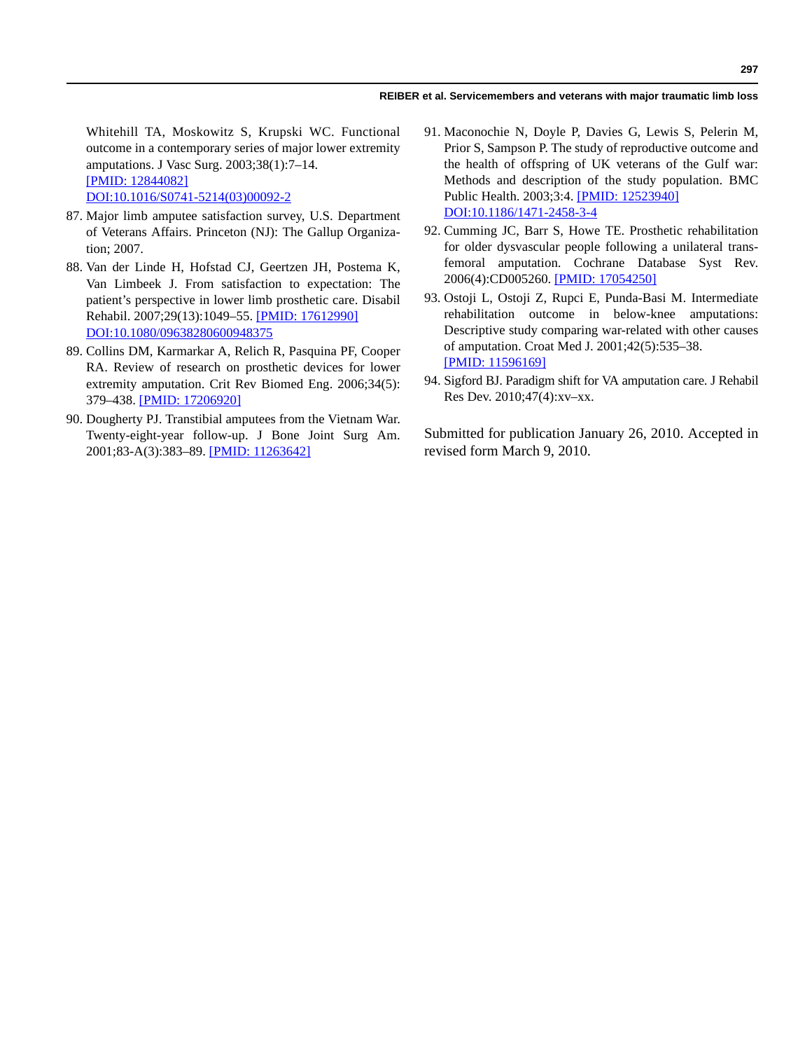Whitehill TA, Moskowitz S, Krupski WC. Functional outcome in a contemporary series of major lower extremity amputations. J Vasc Surg. 2003;38(1):7–14. [PMID: 12844082] DOI:10.1016/S0741-5214(03)00092-2

87. Major limb amputee satisfaction survey, U.S. Department of Veterans Affairs. Princeton (NJ): The Gallup Organization; 2007.
88. Van der Linde H, Hofstad CJ, Geertzen JH, Postema K, Van Limbeek J. From satisfaction to expectation: The patient's perspective in lower limb prosthetic care. Disabil Rehabil. 2007;29(13):1049–55. [PMID: 17612990] DOI:10.1080/09638280600948375
89. Collins DM, Karmarkar A, Relich R, Pasquina PF, Cooper RA. Review of research on prosthetic devices for lower extremity amputation. Crit Rev Biomed Eng. 2006;34(5): 379–438. [PMID: 17206920]
90. Dougherty PJ. Transtibial amputees from the Vietnam War. Twenty-eight-year follow-up. J Bone Joint Surg Am. 2001;83-A(3):383–89. [PMID: 11263642]
91. Maconochie N, Doyle P, Davies G, Lewis S, Pelerin M, Prior S, Sampson P. The study of reproductive outcome and the health of offspring of UK veterans of the Gulf war: Methods and description of the study population. BMC Public Health. 2003;3:4. [PMID: 12523940] DOI:10.1186/1471-2458-3-4
92. Cumming JC, Barr S, Howe TE. Prosthetic rehabilitation for older dysvascular people following a unilateral transfemoral amputation. Cochrane Database Syst Rev. 2006(4):CD005260. [PMID: 17054250]
93. Ostoji L, Ostoji Z, Rupci E, Punda-Basi M. Intermediate rehabilitation outcome in below-knee amputations: Descriptive study comparing war-related with other causes of amputation. Croat Med J. 2001;42(5):535–38. [PMID: 11596169]
94. Sigford BJ. Paradigm shift for VA amputation care. J Rehabil Res Dev. 2010;47(4):xv–xx.

Submitted for publication January 26, 2010. Accepted in revised form March 9, 2010.